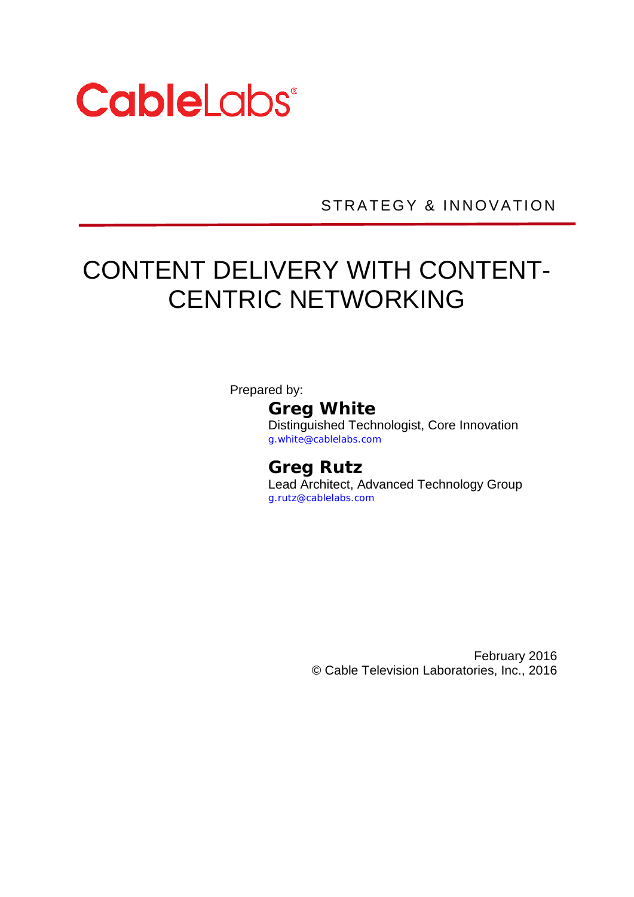CableLabs®

STRATEGY & INNOVATION

# CONTENT DELIVERY WITH CONTENT-CENTRIC NETWORKING

Prepared by:

**Greg White**
Distinguished Technologist, Core Innovation
g.white@cablelabs.com

**Greg Rutz**
Lead Architect, Advanced Technology Group
g.rutz@cablelabs.com

February 2016
© Cable Television Laboratories, Inc., 2016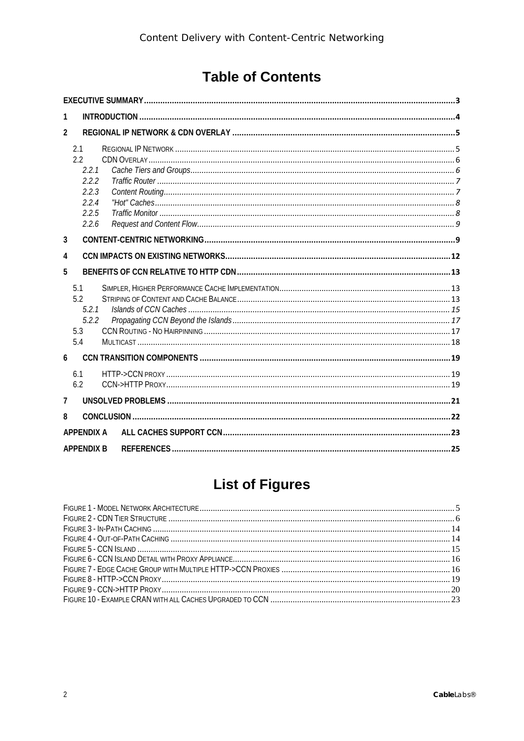# Table of Contents

- EXECUTIVE SUMMARY .... 3
- 1 INTRODUCTION .... 4
- 2 REGIONAL IP NETWORK & CDN OVERLAY .... 5
  - 2.1 REGIONAL IP NETWORK .... 5
  - 2.2 CDN OVERLAY .... 6
    - 2.2.1 *Cache Tiers and Groups* .... 6
    - 2.2.2 *Traffic Router* .... 7
    - 2.2.3 *Content Routing* .... 7
    - 2.2.4 *"Hot" Caches* .... 8
    - 2.2.5 *Traffic Monitor* .... 8
    - 2.2.6 *Request and Content Flow* .... 9
- 3 CONTENT-CENTRIC NETWORKING .... 9
- 4 CCN IMPACTS ON EXISTING NETWORKS .... 12
- 5 BENEFITS OF CCN RELATIVE TO HTTP CDN .... 13
  - 5.1 SIMPLER, HIGHER PERFORMANCE CACHE IMPLEMENTATION .... 13
  - 5.2 STRIPING OF CONTENT AND CACHE BALANCE .... 13
    - 5.2.1 *Islands of CCN Caches* .... 15
    - 5.2.2 *Propagating CCN Beyond the Islands* .... 17
  - 5.3 CCN ROUTING - NO HAIRPINNING .... 17
  - 5.4 MULTICAST .... 18
- 6 CCN TRANSITION COMPONENTS .... 19
  - 6.1 HTTP->CCN PROXY .... 19
  - 6.2 CCN->HTTP PROXY .... 19
- 7 UNSOLVED PROBLEMS .... 21
- 8 CONCLUSION .... 22
- APPENDIX A ALL CACHES SUPPORT CCN .... 23
- APPENDIX B REFERENCES .... 25

# List of Figures

- FIGURE 1 - MODEL NETWORK ARCHITECTURE .... 5
- FIGURE 2 - CDN TIER STRUCTURE .... 6
- FIGURE 3 - IN-PATH CACHING .... 14
- FIGURE 4 - OUT-OF-PATH CACHING .... 14
- FIGURE 5 - CCN ISLAND .... 15
- FIGURE 6 - CCN ISLAND DETAIL WITH PROXY APPLIANCE .... 16
- FIGURE 7 - EDGE CACHE GROUP WITH MULTIPLE HTTP->CCN PROXIES .... 16
- FIGURE 8 - HTTP->CCN PROXY .... 19
- FIGURE 9 - CCN->HTTP PROXY .... 20
- FIGURE 10 - EXAMPLE CRAN WITH ALL CACHES UPGRADED TO CCN .... 23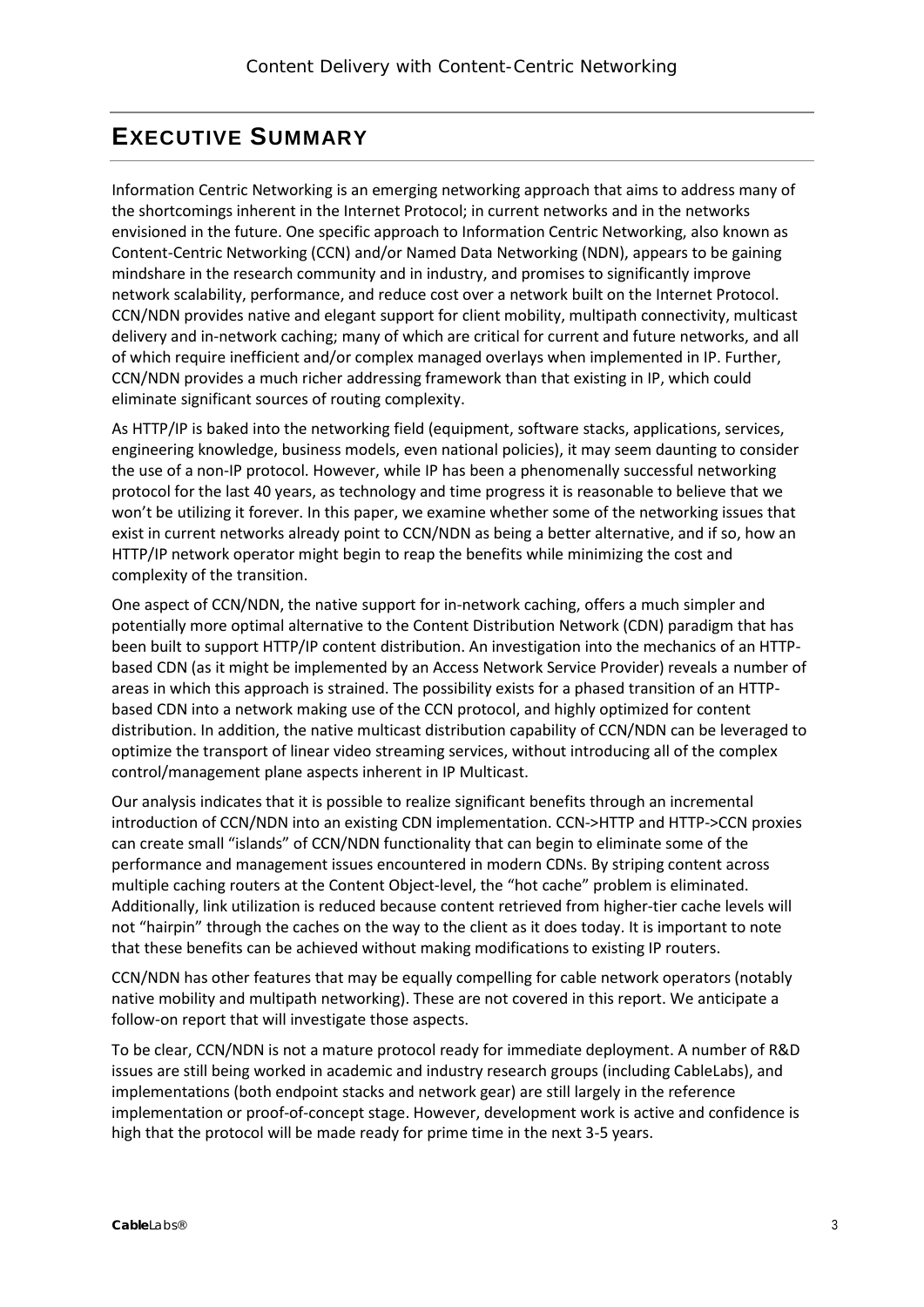# Executive Summary

Information Centric Networking is an emerging networking approach that aims to address many of the shortcomings inherent in the Internet Protocol; in current networks and in the networks envisioned in the future. One specific approach to Information Centric Networking, also known as Content-Centric Networking (CCN) and/or Named Data Networking (NDN), appears to be gaining mindshare in the research community and in industry, and promises to significantly improve network scalability, performance, and reduce cost over a network built on the Internet Protocol. CCN/NDN provides native and elegant support for client mobility, multipath connectivity, multicast delivery and in-network caching; many of which are critical for current and future networks, and all of which require inefficient and/or complex managed overlays when implemented in IP. Further, CCN/NDN provides a much richer addressing framework than that existing in IP, which could eliminate significant sources of routing complexity.

As HTTP/IP is baked into the networking field (equipment, software stacks, applications, services, engineering knowledge, business models, even national policies), it may seem daunting to consider the use of a non-IP protocol. However, while IP has been a phenomenally successful networking protocol for the last 40 years, as technology and time progress it is reasonable to believe that we won't be utilizing it forever. In this paper, we examine whether some of the networking issues that exist in current networks already point to CCN/NDN as being a better alternative, and if so, how an HTTP/IP network operator might begin to reap the benefits while minimizing the cost and complexity of the transition.

One aspect of CCN/NDN, the native support for in-network caching, offers a much simpler and potentially more optimal alternative to the Content Distribution Network (CDN) paradigm that has been built to support HTTP/IP content distribution. An investigation into the mechanics of an HTTP-based CDN (as it might be implemented by an Access Network Service Provider) reveals a number of areas in which this approach is strained. The possibility exists for a phased transition of an HTTP-based CDN into a network making use of the CCN protocol, and highly optimized for content distribution. In addition, the native multicast distribution capability of CCN/NDN can be leveraged to optimize the transport of linear video streaming services, without introducing all of the complex control/management plane aspects inherent in IP Multicast.

Our analysis indicates that it is possible to realize significant benefits through an incremental introduction of CCN/NDN into an existing CDN implementation. CCN->HTTP and HTTP->CCN proxies can create small "islands" of CCN/NDN functionality that can begin to eliminate some of the performance and management issues encountered in modern CDNs. By striping content across multiple caching routers at the Content Object-level, the "hot cache" problem is eliminated. Additionally, link utilization is reduced because content retrieved from higher-tier cache levels will not "hairpin" through the caches on the way to the client as it does today. It is important to note that these benefits can be achieved without making modifications to existing IP routers.

CCN/NDN has other features that may be equally compelling for cable network operators (notably native mobility and multipath networking). These are not covered in this report. We anticipate a follow-on report that will investigate those aspects.

To be clear, CCN/NDN is not a mature protocol ready for immediate deployment. A number of R&D issues are still being worked in academic and industry research groups (including CableLabs), and implementations (both endpoint stacks and network gear) are still largely in the reference implementation or proof-of-concept stage. However, development work is active and confidence is high that the protocol will be made ready for prime time in the next 3-5 years.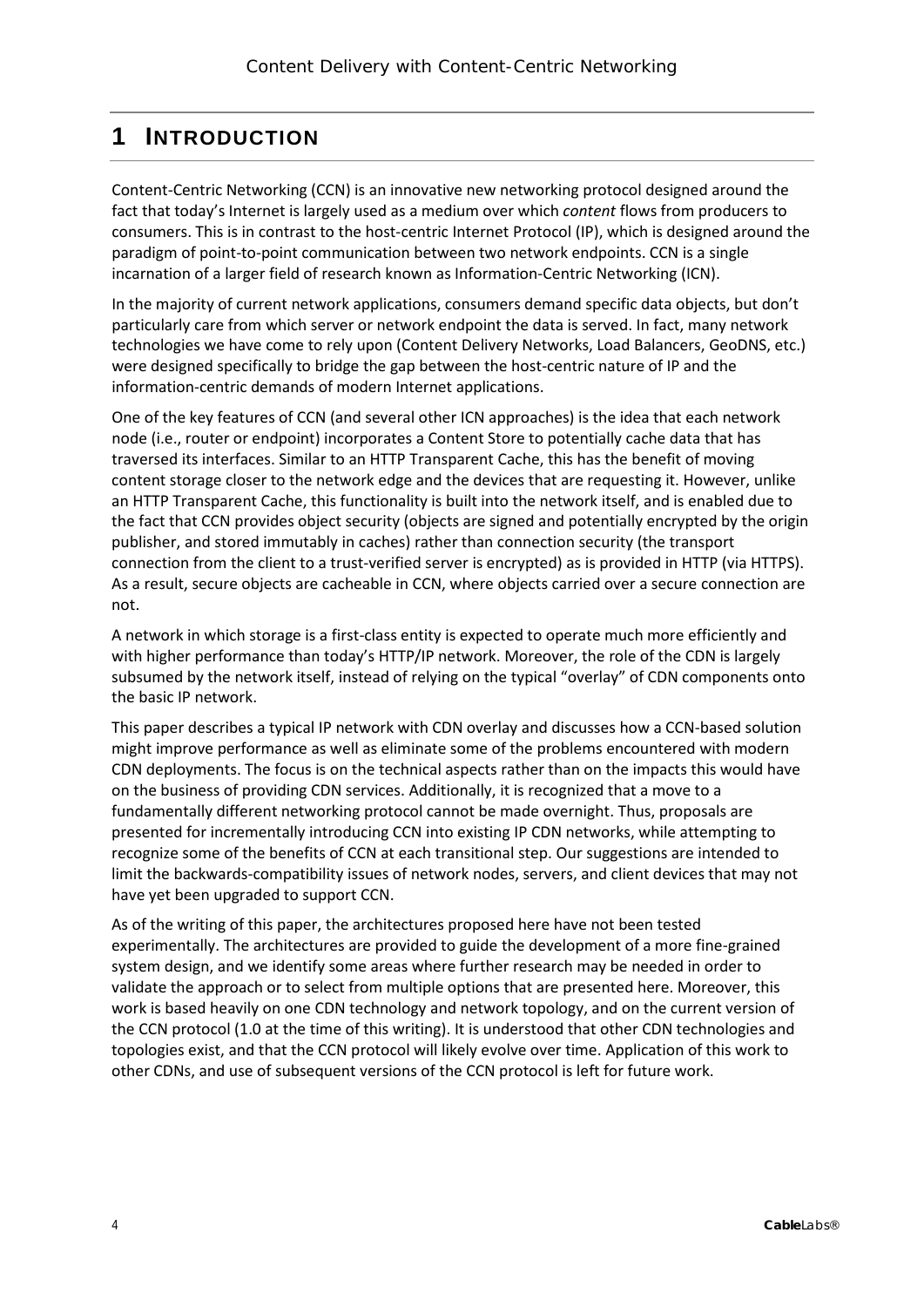# 1 INTRODUCTION

Content-Centric Networking (CCN) is an innovative new networking protocol designed around the fact that today's Internet is largely used as a medium over which *content* flows from producers to consumers. This is in contrast to the host-centric Internet Protocol (IP), which is designed around the paradigm of point-to-point communication between two network endpoints. CCN is a single incarnation of a larger field of research known as Information-Centric Networking (ICN).

In the majority of current network applications, consumers demand specific data objects, but don't particularly care from which server or network endpoint the data is served. In fact, many network technologies we have come to rely upon (Content Delivery Networks, Load Balancers, GeoDNS, etc.) were designed specifically to bridge the gap between the host-centric nature of IP and the information-centric demands of modern Internet applications.

One of the key features of CCN (and several other ICN approaches) is the idea that each network node (i.e., router or endpoint) incorporates a Content Store to potentially cache data that has traversed its interfaces. Similar to an HTTP Transparent Cache, this has the benefit of moving content storage closer to the network edge and the devices that are requesting it. However, unlike an HTTP Transparent Cache, this functionality is built into the network itself, and is enabled due to the fact that CCN provides object security (objects are signed and potentially encrypted by the origin publisher, and stored immutably in caches) rather than connection security (the transport connection from the client to a trust-verified server is encrypted) as is provided in HTTP (via HTTPS). As a result, secure objects are cacheable in CCN, where objects carried over a secure connection are not.

A network in which storage is a first-class entity is expected to operate much more efficiently and with higher performance than today's HTTP/IP network. Moreover, the role of the CDN is largely subsumed by the network itself, instead of relying on the typical "overlay" of CDN components onto the basic IP network.

This paper describes a typical IP network with CDN overlay and discusses how a CCN-based solution might improve performance as well as eliminate some of the problems encountered with modern CDN deployments. The focus is on the technical aspects rather than on the impacts this would have on the business of providing CDN services. Additionally, it is recognized that a move to a fundamentally different networking protocol cannot be made overnight. Thus, proposals are presented for incrementally introducing CCN into existing IP CDN networks, while attempting to recognize some of the benefits of CCN at each transitional step. Our suggestions are intended to limit the backwards-compatibility issues of network nodes, servers, and client devices that may not have yet been upgraded to support CCN.

As of the writing of this paper, the architectures proposed here have not been tested experimentally. The architectures are provided to guide the development of a more fine-grained system design, and we identify some areas where further research may be needed in order to validate the approach or to select from multiple options that are presented here. Moreover, this work is based heavily on one CDN technology and network topology, and on the current version of the CCN protocol (1.0 at the time of this writing). It is understood that other CDN technologies and topologies exist, and that the CCN protocol will likely evolve over time. Application of this work to other CDNs, and use of subsequent versions of the CCN protocol is left for future work.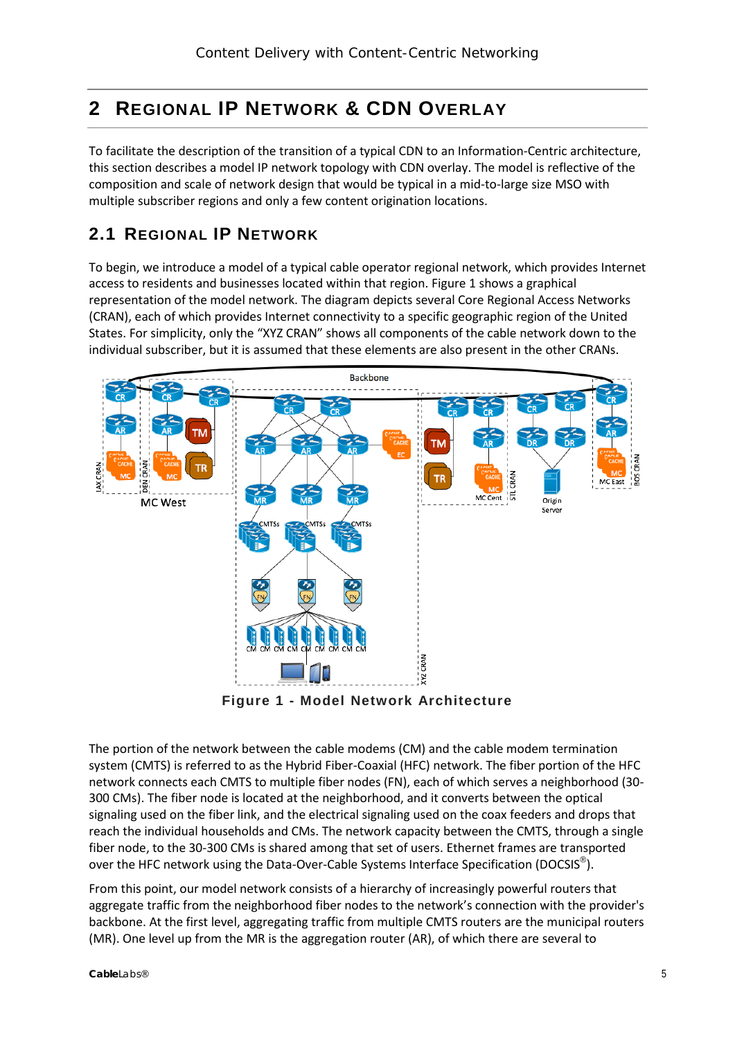# 2 Regional IP Network & CDN Overlay

To facilitate the description of the transition of a typical CDN to an Information-Centric architecture, this section describes a model IP network topology with CDN overlay. The model is reflective of the composition and scale of network design that would be typical in a mid-to-large size MSO with multiple subscriber regions and only a few content origination locations.

## 2.1 Regional IP Network

To begin, we introduce a model of a typical cable operator regional network, which provides Internet access to residents and businesses located within that region. Figure 1 shows a graphical representation of the model network. The diagram depicts several Core Regional Access Networks (CRAN), each of which provides Internet connectivity to a specific geographic region of the United States. For simplicity, only the "XYZ CRAN" shows all components of the cable network down to the individual subscriber, but it is assumed that these elements are also present in the other CRANs.

**Figure 1 - Model Network Architecture**

The portion of the network between the cable modems (CM) and the cable modem termination system (CMTS) is referred to as the Hybrid Fiber-Coaxial (HFC) network. The fiber portion of the HFC network connects each CMTS to multiple fiber nodes (FN), each of which serves a neighborhood (30-300 CMs). The fiber node is located at the neighborhood, and it converts between the optical signaling used on the fiber link, and the electrical signaling used on the coax feeders and drops that reach the individual households and CMs. The network capacity between the CMTS, through a single fiber node, to the 30-300 CMs is shared among that set of users. Ethernet frames are transported over the HFC network using the Data-Over-Cable Systems Interface Specification (DOCSIS®).

From this point, our model network consists of a hierarchy of increasingly powerful routers that aggregate traffic from the neighborhood fiber nodes to the network's connection with the provider's backbone. At the first level, aggregating traffic from multiple CMTS routers are the municipal routers (MR). One level up from the MR is the aggregation router (AR), of which there are several to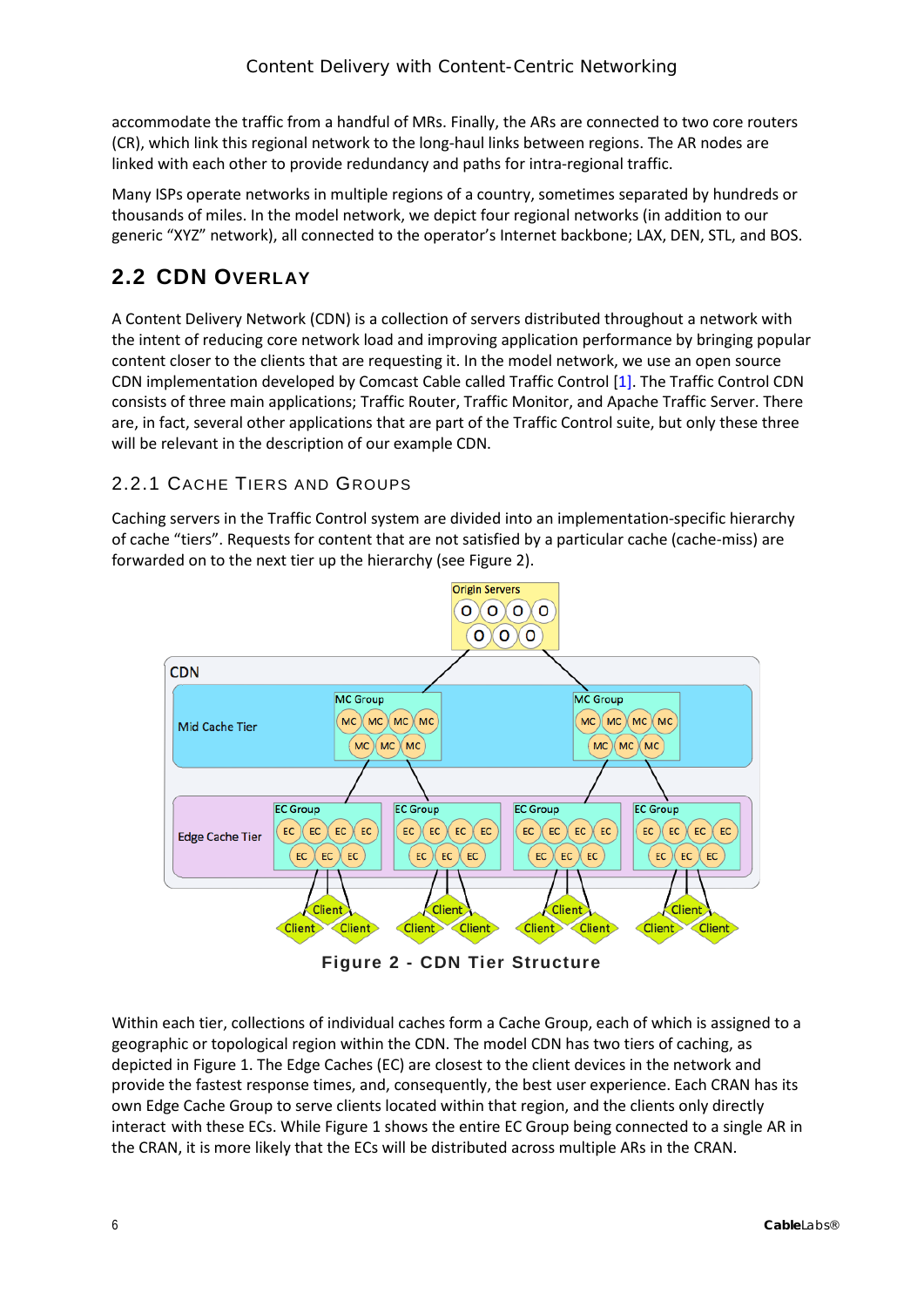accommodate the traffic from a handful of MRs. Finally, the ARs are connected to two core routers (CR), which link this regional network to the long-haul links between regions. The AR nodes are linked with each other to provide redundancy and paths for intra-regional traffic.

Many ISPs operate networks in multiple regions of a country, sometimes separated by hundreds or thousands of miles. In the model network, we depict four regional networks (in addition to our generic "XYZ" network), all connected to the operator's Internet backbone; LAX, DEN, STL, and BOS.

## 2.2 CDN Overlay

A Content Delivery Network (CDN) is a collection of servers distributed throughout a network with the intent of reducing core network load and improving application performance by bringing popular content closer to the clients that are requesting it. In the model network, we use an open source CDN implementation developed by Comcast Cable called Traffic Control [1]. The Traffic Control CDN consists of three main applications; Traffic Router, Traffic Monitor, and Apache Traffic Server. There are, in fact, several other applications that are part of the Traffic Control suite, but only these three will be relevant in the description of our example CDN.

### 2.2.1 Cache Tiers and Groups

Caching servers in the Traffic Control system are divided into an implementation-specific hierarchy of cache "tiers". Requests for content that are not satisfied by a particular cache (cache-miss) are forwarded on to the next tier up the hierarchy (see Figure 2).

**Figure 2 - CDN Tier Structure**

Within each tier, collections of individual caches form a Cache Group, each of which is assigned to a geographic or topological region within the CDN. The model CDN has two tiers of caching, as depicted in Figure 1. The Edge Caches (EC) are closest to the client devices in the network and provide the fastest response times, and, consequently, the best user experience. Each CRAN has its own Edge Cache Group to serve clients located within that region, and the clients only directly interact with these ECs. While Figure 1 shows the entire EC Group being connected to a single AR in the CRAN, it is more likely that the ECs will be distributed across multiple ARs in the CRAN.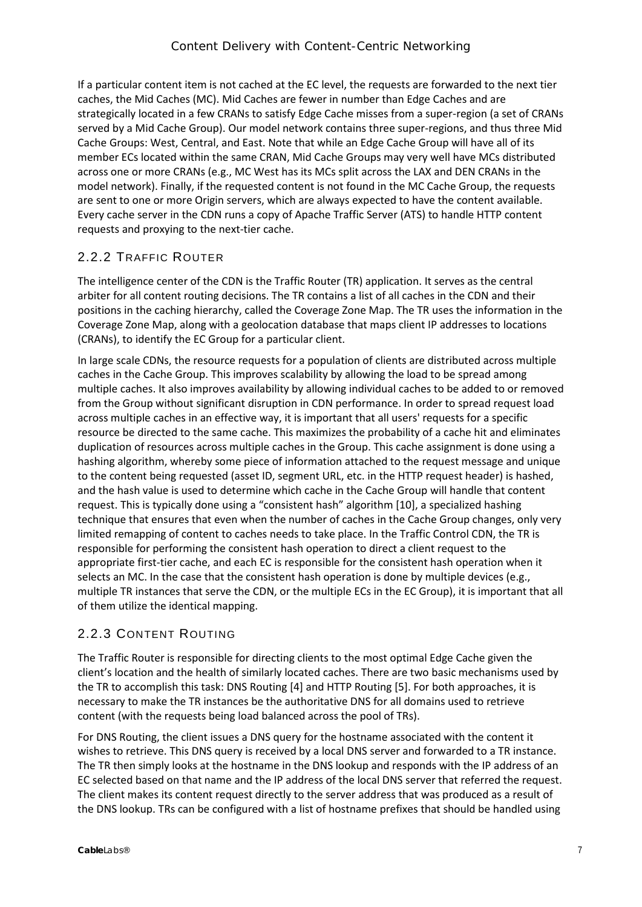If a particular content item is not cached at the EC level, the requests are forwarded to the next tier caches, the Mid Caches (MC). Mid Caches are fewer in number than Edge Caches and are strategically located in a few CRANs to satisfy Edge Cache misses from a super-region (a set of CRANs served by a Mid Cache Group). Our model network contains three super-regions, and thus three Mid Cache Groups: West, Central, and East. Note that while an Edge Cache Group will have all of its member ECs located within the same CRAN, Mid Cache Groups may very well have MCs distributed across one or more CRANs (e.g., MC West has its MCs split across the LAX and DEN CRANs in the model network). Finally, if the requested content is not found in the MC Cache Group, the requests are sent to one or more Origin servers, which are always expected to have the content available. Every cache server in the CDN runs a copy of Apache Traffic Server (ATS) to handle HTTP content requests and proxying to the next-tier cache.

### 2.2.2 Traffic Router

The intelligence center of the CDN is the Traffic Router (TR) application. It serves as the central arbiter for all content routing decisions. The TR contains a list of all caches in the CDN and their positions in the caching hierarchy, called the Coverage Zone Map. The TR uses the information in the Coverage Zone Map, along with a geolocation database that maps client IP addresses to locations (CRANs), to identify the EC Group for a particular client.

In large scale CDNs, the resource requests for a population of clients are distributed across multiple caches in the Cache Group. This improves scalability by allowing the load to be spread among multiple caches. It also improves availability by allowing individual caches to be added to or removed from the Group without significant disruption in CDN performance. In order to spread request load across multiple caches in an effective way, it is important that all users' requests for a specific resource be directed to the same cache. This maximizes the probability of a cache hit and eliminates duplication of resources across multiple caches in the Group. This cache assignment is done using a hashing algorithm, whereby some piece of information attached to the request message and unique to the content being requested (asset ID, segment URL, etc. in the HTTP request header) is hashed, and the hash value is used to determine which cache in the Cache Group will handle that content request. This is typically done using a "consistent hash" algorithm [10], a specialized hashing technique that ensures that even when the number of caches in the Cache Group changes, only very limited remapping of content to caches needs to take place. In the Traffic Control CDN, the TR is responsible for performing the consistent hash operation to direct a client request to the appropriate first-tier cache, and each EC is responsible for the consistent hash operation when it selects an MC. In the case that the consistent hash operation is done by multiple devices (e.g., multiple TR instances that serve the CDN, or the multiple ECs in the EC Group), it is important that all of them utilize the identical mapping.

### 2.2.3 Content Routing

The Traffic Router is responsible for directing clients to the most optimal Edge Cache given the client's location and the health of similarly located caches. There are two basic mechanisms used by the TR to accomplish this task: DNS Routing [4] and HTTP Routing [5]. For both approaches, it is necessary to make the TR instances be the authoritative DNS for all domains used to retrieve content (with the requests being load balanced across the pool of TRs).

For DNS Routing, the client issues a DNS query for the hostname associated with the content it wishes to retrieve. This DNS query is received by a local DNS server and forwarded to a TR instance. The TR then simply looks at the hostname in the DNS lookup and responds with the IP address of an EC selected based on that name and the IP address of the local DNS server that referred the request. The client makes its content request directly to the server address that was produced as a result of the DNS lookup. TRs can be configured with a list of hostname prefixes that should be handled using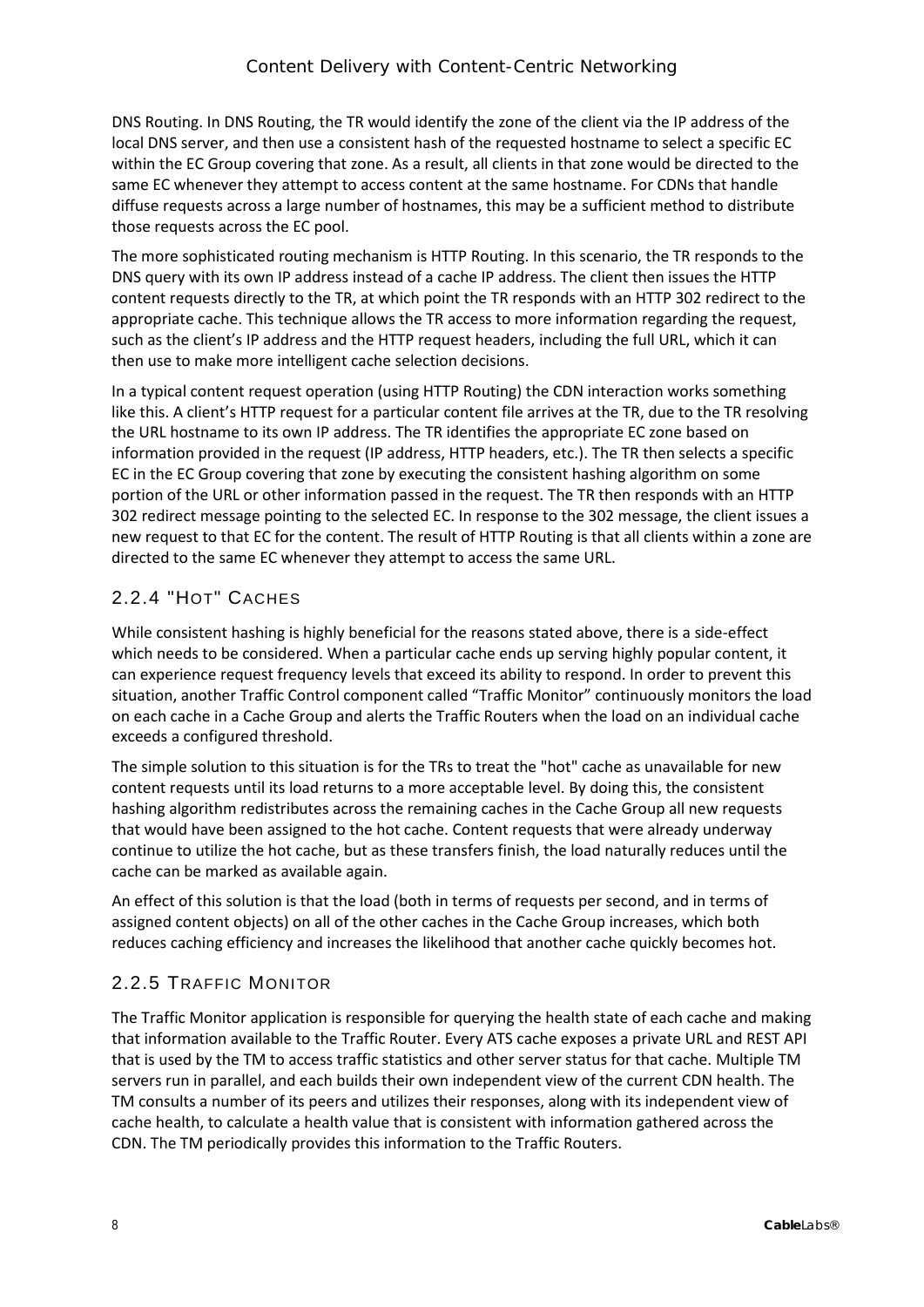DNS Routing. In DNS Routing, the TR would identify the zone of the client via the IP address of the local DNS server, and then use a consistent hash of the requested hostname to select a specific EC within the EC Group covering that zone. As a result, all clients in that zone would be directed to the same EC whenever they attempt to access content at the same hostname. For CDNs that handle diffuse requests across a large number of hostnames, this may be a sufficient method to distribute those requests across the EC pool.

The more sophisticated routing mechanism is HTTP Routing. In this scenario, the TR responds to the DNS query with its own IP address instead of a cache IP address. The client then issues the HTTP content requests directly to the TR, at which point the TR responds with an HTTP 302 redirect to the appropriate cache. This technique allows the TR access to more information regarding the request, such as the client's IP address and the HTTP request headers, including the full URL, which it can then use to make more intelligent cache selection decisions.

In a typical content request operation (using HTTP Routing) the CDN interaction works something like this. A client's HTTP request for a particular content file arrives at the TR, due to the TR resolving the URL hostname to its own IP address. The TR identifies the appropriate EC zone based on information provided in the request (IP address, HTTP headers, etc.). The TR then selects a specific EC in the EC Group covering that zone by executing the consistent hashing algorithm on some portion of the URL or other information passed in the request. The TR then responds with an HTTP 302 redirect message pointing to the selected EC. In response to the 302 message, the client issues a new request to that EC for the content. The result of HTTP Routing is that all clients within a zone are directed to the same EC whenever they attempt to access the same URL.

### 2.2.4 "HOT" CACHES

While consistent hashing is highly beneficial for the reasons stated above, there is a side-effect which needs to be considered. When a particular cache ends up serving highly popular content, it can experience request frequency levels that exceed its ability to respond. In order to prevent this situation, another Traffic Control component called "Traffic Monitor" continuously monitors the load on each cache in a Cache Group and alerts the Traffic Routers when the load on an individual cache exceeds a configured threshold.

The simple solution to this situation is for the TRs to treat the "hot" cache as unavailable for new content requests until its load returns to a more acceptable level. By doing this, the consistent hashing algorithm redistributes across the remaining caches in the Cache Group all new requests that would have been assigned to the hot cache. Content requests that were already underway continue to utilize the hot cache, but as these transfers finish, the load naturally reduces until the cache can be marked as available again.

An effect of this solution is that the load (both in terms of requests per second, and in terms of assigned content objects) on all of the other caches in the Cache Group increases, which both reduces caching efficiency and increases the likelihood that another cache quickly becomes hot.

### 2.2.5 TRAFFIC MONITOR

The Traffic Monitor application is responsible for querying the health state of each cache and making that information available to the Traffic Router. Every ATS cache exposes a private URL and REST API that is used by the TM to access traffic statistics and other server status for that cache. Multiple TM servers run in parallel, and each builds their own independent view of the current CDN health. The TM consults a number of its peers and utilizes their responses, along with its independent view of cache health, to calculate a health value that is consistent with information gathered across the CDN. The TM periodically provides this information to the Traffic Routers.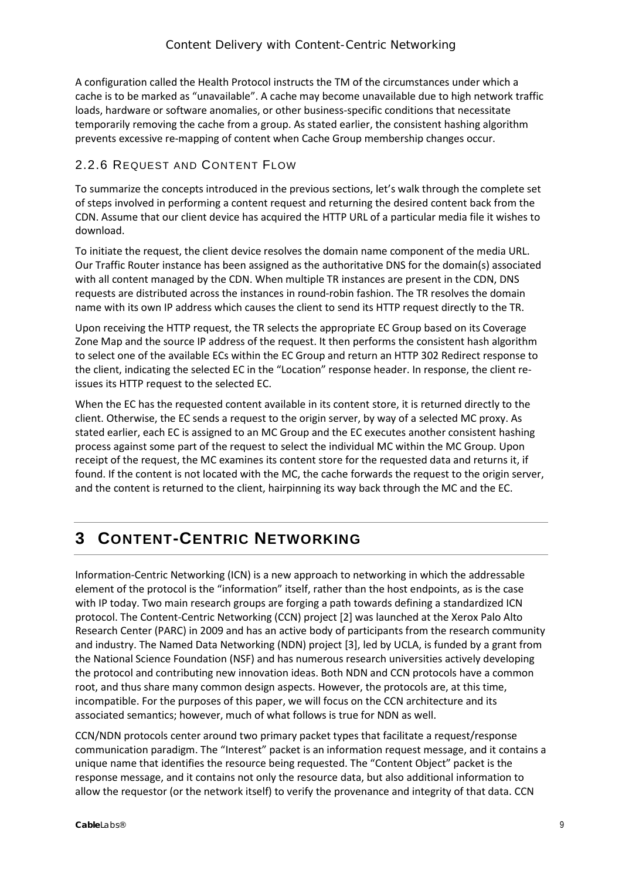A configuration called the Health Protocol instructs the TM of the circumstances under which a cache is to be marked as "unavailable". A cache may become unavailable due to high network traffic loads, hardware or software anomalies, or other business-specific conditions that necessitate temporarily removing the cache from a group. As stated earlier, the consistent hashing algorithm prevents excessive re-mapping of content when Cache Group membership changes occur.

### 2.2.6 Request and Content Flow

To summarize the concepts introduced in the previous sections, let's walk through the complete set of steps involved in performing a content request and returning the desired content back from the CDN. Assume that our client device has acquired the HTTP URL of a particular media file it wishes to download.

To initiate the request, the client device resolves the domain name component of the media URL. Our Traffic Router instance has been assigned as the authoritative DNS for the domain(s) associated with all content managed by the CDN. When multiple TR instances are present in the CDN, DNS requests are distributed across the instances in round-robin fashion. The TR resolves the domain name with its own IP address which causes the client to send its HTTP request directly to the TR.

Upon receiving the HTTP request, the TR selects the appropriate EC Group based on its Coverage Zone Map and the source IP address of the request. It then performs the consistent hash algorithm to select one of the available ECs within the EC Group and return an HTTP 302 Redirect response to the client, indicating the selected EC in the "Location" response header. In response, the client re-issues its HTTP request to the selected EC.

When the EC has the requested content available in its content store, it is returned directly to the client. Otherwise, the EC sends a request to the origin server, by way of a selected MC proxy. As stated earlier, each EC is assigned to an MC Group and the EC executes another consistent hashing process against some part of the request to select the individual MC within the MC Group. Upon receipt of the request, the MC examines its content store for the requested data and returns it, if found. If the content is not located with the MC, the cache forwards the request to the origin server, and the content is returned to the client, hairpinning its way back through the MC and the EC.

# 3 Content-Centric Networking

Information-Centric Networking (ICN) is a new approach to networking in which the addressable element of the protocol is the "information" itself, rather than the host endpoints, as is the case with IP today. Two main research groups are forging a path towards defining a standardized ICN protocol. The Content-Centric Networking (CCN) project [2] was launched at the Xerox Palo Alto Research Center (PARC) in 2009 and has an active body of participants from the research community and industry. The Named Data Networking (NDN) project [3], led by UCLA, is funded by a grant from the National Science Foundation (NSF) and has numerous research universities actively developing the protocol and contributing new innovation ideas. Both NDN and CCN protocols have a common root, and thus share many common design aspects. However, the protocols are, at this time, incompatible. For the purposes of this paper, we will focus on the CCN architecture and its associated semantics; however, much of what follows is true for NDN as well.

CCN/NDN protocols center around two primary packet types that facilitate a request/response communication paradigm. The "Interest" packet is an information request message, and it contains a unique name that identifies the resource being requested. The "Content Object" packet is the response message, and it contains not only the resource data, but also additional information to allow the requestor (or the network itself) to verify the provenance and integrity of that data. CCN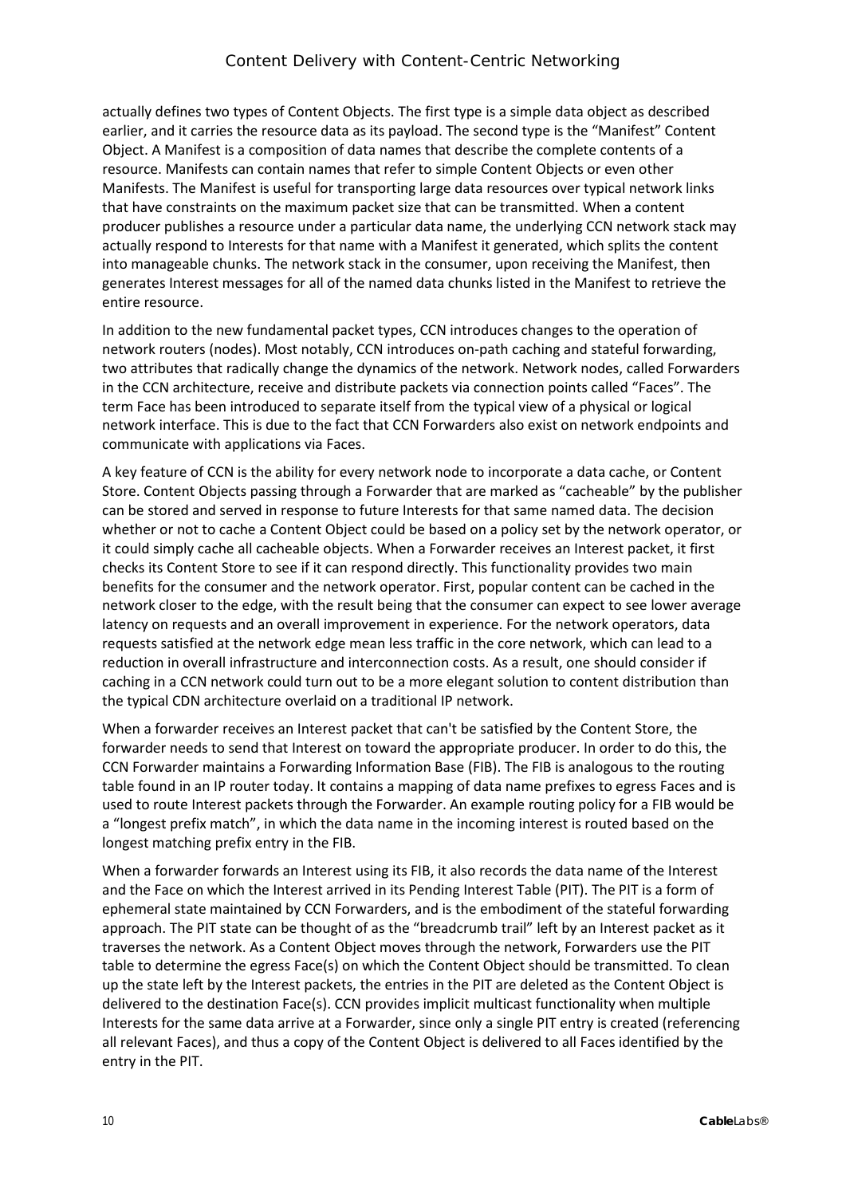actually defines two types of Content Objects. The first type is a simple data object as described earlier, and it carries the resource data as its payload. The second type is the "Manifest" Content Object. A Manifest is a composition of data names that describe the complete contents of a resource. Manifests can contain names that refer to simple Content Objects or even other Manifests. The Manifest is useful for transporting large data resources over typical network links that have constraints on the maximum packet size that can be transmitted. When a content producer publishes a resource under a particular data name, the underlying CCN network stack may actually respond to Interests for that name with a Manifest it generated, which splits the content into manageable chunks. The network stack in the consumer, upon receiving the Manifest, then generates Interest messages for all of the named data chunks listed in the Manifest to retrieve the entire resource.

In addition to the new fundamental packet types, CCN introduces changes to the operation of network routers (nodes). Most notably, CCN introduces on-path caching and stateful forwarding, two attributes that radically change the dynamics of the network. Network nodes, called Forwarders in the CCN architecture, receive and distribute packets via connection points called "Faces". The term Face has been introduced to separate itself from the typical view of a physical or logical network interface. This is due to the fact that CCN Forwarders also exist on network endpoints and communicate with applications via Faces.

A key feature of CCN is the ability for every network node to incorporate a data cache, or Content Store. Content Objects passing through a Forwarder that are marked as "cacheable" by the publisher can be stored and served in response to future Interests for that same named data. The decision whether or not to cache a Content Object could be based on a policy set by the network operator, or it could simply cache all cacheable objects. When a Forwarder receives an Interest packet, it first checks its Content Store to see if it can respond directly. This functionality provides two main benefits for the consumer and the network operator. First, popular content can be cached in the network closer to the edge, with the result being that the consumer can expect to see lower average latency on requests and an overall improvement in experience. For the network operators, data requests satisfied at the network edge mean less traffic in the core network, which can lead to a reduction in overall infrastructure and interconnection costs. As a result, one should consider if caching in a CCN network could turn out to be a more elegant solution to content distribution than the typical CDN architecture overlaid on a traditional IP network.

When a forwarder receives an Interest packet that can't be satisfied by the Content Store, the forwarder needs to send that Interest on toward the appropriate producer. In order to do this, the CCN Forwarder maintains a Forwarding Information Base (FIB). The FIB is analogous to the routing table found in an IP router today. It contains a mapping of data name prefixes to egress Faces and is used to route Interest packets through the Forwarder. An example routing policy for a FIB would be a "longest prefix match", in which the data name in the incoming interest is routed based on the longest matching prefix entry in the FIB.

When a forwarder forwards an Interest using its FIB, it also records the data name of the Interest and the Face on which the Interest arrived in its Pending Interest Table (PIT). The PIT is a form of ephemeral state maintained by CCN Forwarders, and is the embodiment of the stateful forwarding approach. The PIT state can be thought of as the "breadcrumb trail" left by an Interest packet as it traverses the network. As a Content Object moves through the network, Forwarders use the PIT table to determine the egress Face(s) on which the Content Object should be transmitted. To clean up the state left by the Interest packets, the entries in the PIT are deleted as the Content Object is delivered to the destination Face(s). CCN provides implicit multicast functionality when multiple Interests for the same data arrive at a Forwarder, since only a single PIT entry is created (referencing all relevant Faces), and thus a copy of the Content Object is delivered to all Faces identified by the entry in the PIT.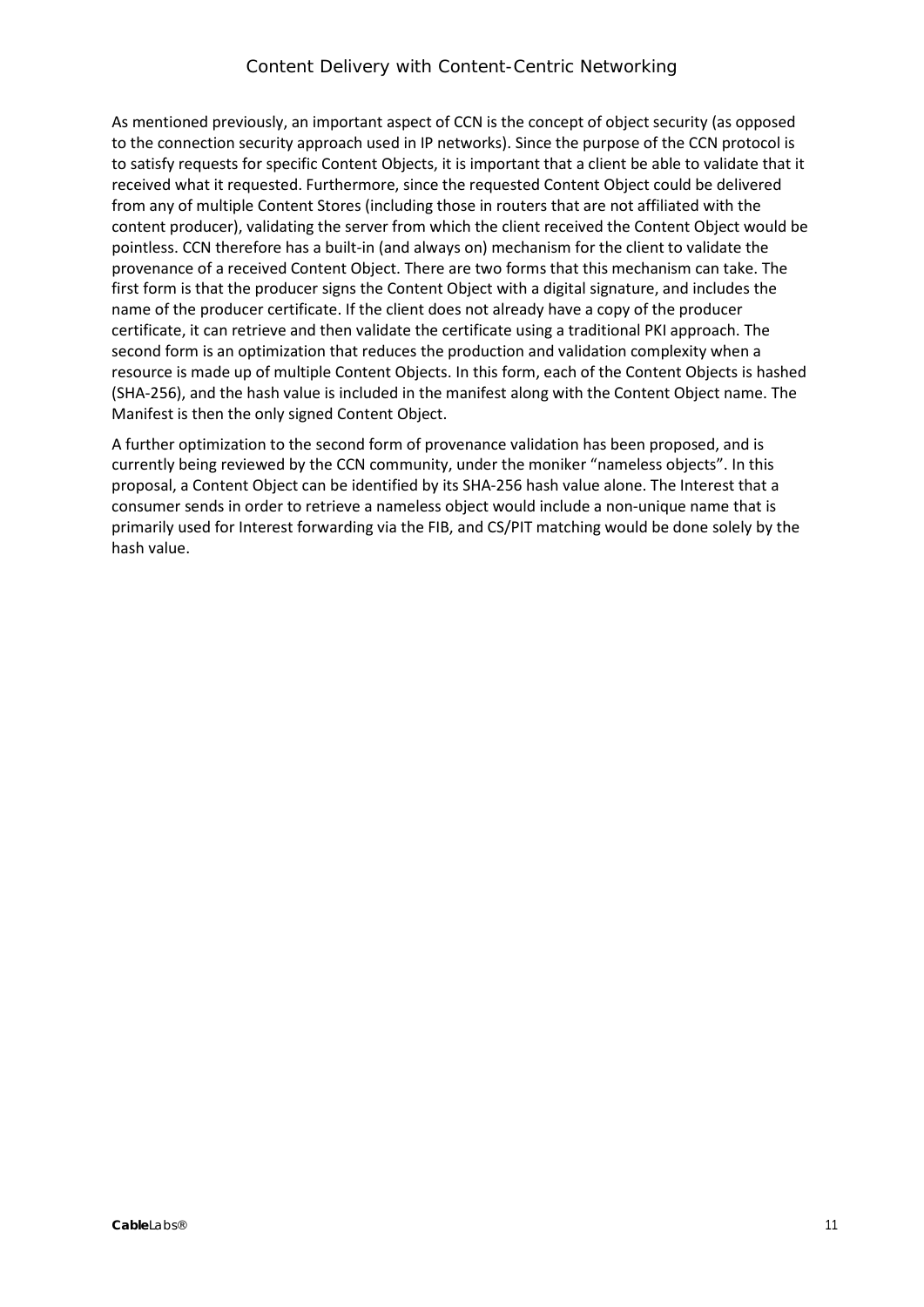As mentioned previously, an important aspect of CCN is the concept of object security (as opposed to the connection security approach used in IP networks). Since the purpose of the CCN protocol is to satisfy requests for specific Content Objects, it is important that a client be able to validate that it received what it requested. Furthermore, since the requested Content Object could be delivered from any of multiple Content Stores (including those in routers that are not affiliated with the content producer), validating the server from which the client received the Content Object would be pointless. CCN therefore has a built-in (and always on) mechanism for the client to validate the provenance of a received Content Object. There are two forms that this mechanism can take. The first form is that the producer signs the Content Object with a digital signature, and includes the name of the producer certificate. If the client does not already have a copy of the producer certificate, it can retrieve and then validate the certificate using a traditional PKI approach. The second form is an optimization that reduces the production and validation complexity when a resource is made up of multiple Content Objects. In this form, each of the Content Objects is hashed (SHA-256), and the hash value is included in the manifest along with the Content Object name. The Manifest is then the only signed Content Object.

A further optimization to the second form of provenance validation has been proposed, and is currently being reviewed by the CCN community, under the moniker "nameless objects". In this proposal, a Content Object can be identified by its SHA-256 hash value alone. The Interest that a consumer sends in order to retrieve a nameless object would include a non-unique name that is primarily used for Interest forwarding via the FIB, and CS/PIT matching would be done solely by the hash value.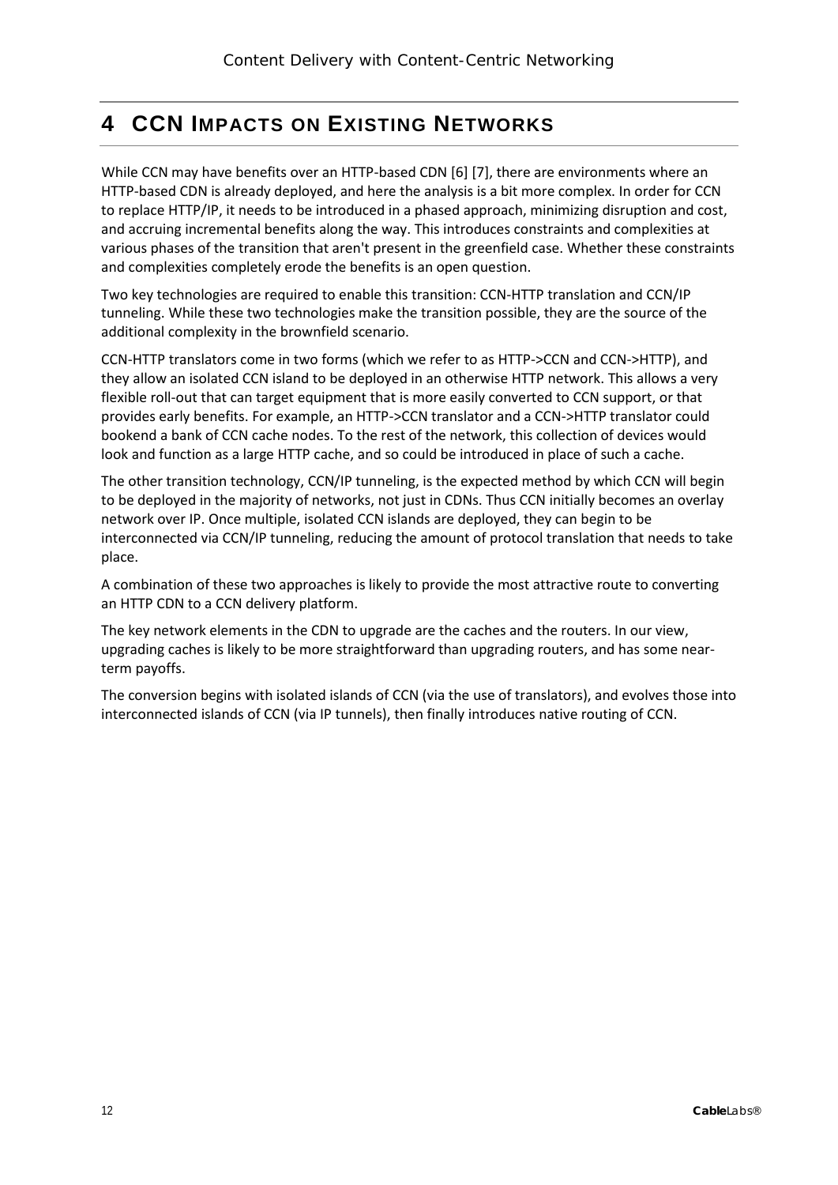# 4 CCN IMPACTS ON EXISTING NETWORKS

While CCN may have benefits over an HTTP-based CDN [6] [7], there are environments where an HTTP-based CDN is already deployed, and here the analysis is a bit more complex. In order for CCN to replace HTTP/IP, it needs to be introduced in a phased approach, minimizing disruption and cost, and accruing incremental benefits along the way. This introduces constraints and complexities at various phases of the transition that aren't present in the greenfield case. Whether these constraints and complexities completely erode the benefits is an open question.

Two key technologies are required to enable this transition: CCN-HTTP translation and CCN/IP tunneling. While these two technologies make the transition possible, they are the source of the additional complexity in the brownfield scenario.

CCN-HTTP translators come in two forms (which we refer to as HTTP->CCN and CCN->HTTP), and they allow an isolated CCN island to be deployed in an otherwise HTTP network. This allows a very flexible roll-out that can target equipment that is more easily converted to CCN support, or that provides early benefits. For example, an HTTP->CCN translator and a CCN->HTTP translator could bookend a bank of CCN cache nodes. To the rest of the network, this collection of devices would look and function as a large HTTP cache, and so could be introduced in place of such a cache.

The other transition technology, CCN/IP tunneling, is the expected method by which CCN will begin to be deployed in the majority of networks, not just in CDNs. Thus CCN initially becomes an overlay network over IP. Once multiple, isolated CCN islands are deployed, they can begin to be interconnected via CCN/IP tunneling, reducing the amount of protocol translation that needs to take place.

A combination of these two approaches is likely to provide the most attractive route to converting an HTTP CDN to a CCN delivery platform.

The key network elements in the CDN to upgrade are the caches and the routers. In our view, upgrading caches is likely to be more straightforward than upgrading routers, and has some near-term payoffs.

The conversion begins with isolated islands of CCN (via the use of translators), and evolves those into interconnected islands of CCN (via IP tunnels), then finally introduces native routing of CCN.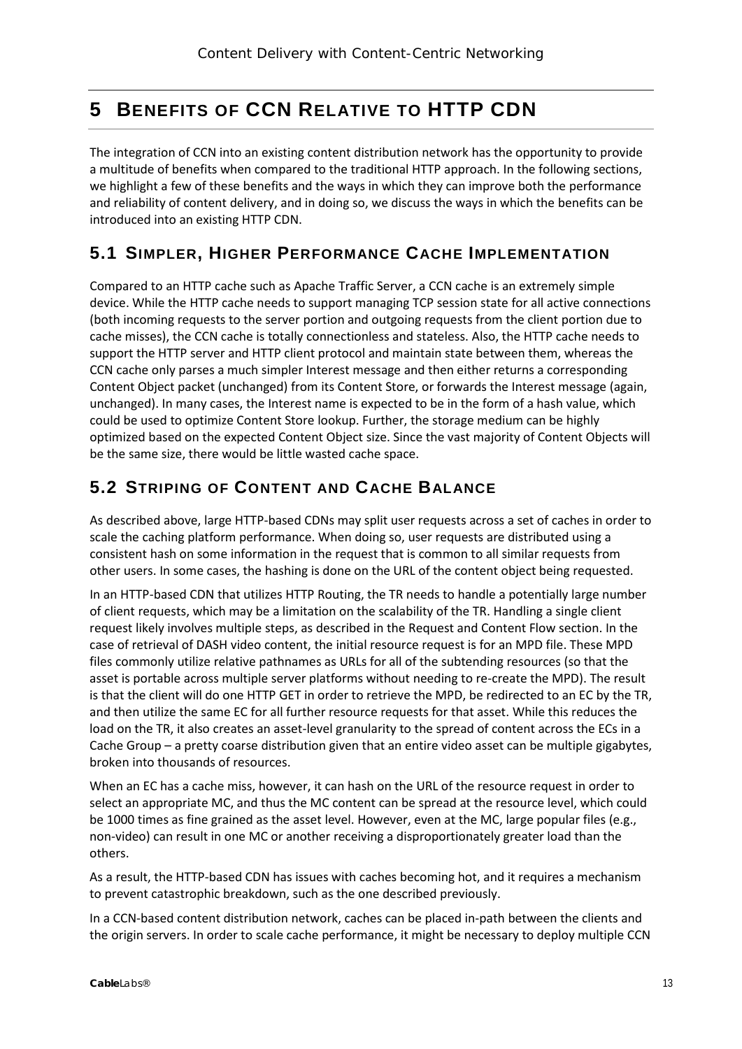# 5 BENEFITS OF CCN RELATIVE TO HTTP CDN

The integration of CCN into an existing content distribution network has the opportunity to provide a multitude of benefits when compared to the traditional HTTP approach. In the following sections, we highlight a few of these benefits and the ways in which they can improve both the performance and reliability of content delivery, and in doing so, we discuss the ways in which the benefits can be introduced into an existing HTTP CDN.

## 5.1 SIMPLER, HIGHER PERFORMANCE CACHE IMPLEMENTATION

Compared to an HTTP cache such as Apache Traffic Server, a CCN cache is an extremely simple device. While the HTTP cache needs to support managing TCP session state for all active connections (both incoming requests to the server portion and outgoing requests from the client portion due to cache misses), the CCN cache is totally connectionless and stateless. Also, the HTTP cache needs to support the HTTP server and HTTP client protocol and maintain state between them, whereas the CCN cache only parses a much simpler Interest message and then either returns a corresponding Content Object packet (unchanged) from its Content Store, or forwards the Interest message (again, unchanged). In many cases, the Interest name is expected to be in the form of a hash value, which could be used to optimize Content Store lookup. Further, the storage medium can be highly optimized based on the expected Content Object size. Since the vast majority of Content Objects will be the same size, there would be little wasted cache space.

## 5.2 STRIPING OF CONTENT AND CACHE BALANCE

As described above, large HTTP-based CDNs may split user requests across a set of caches in order to scale the caching platform performance. When doing so, user requests are distributed using a consistent hash on some information in the request that is common to all similar requests from other users. In some cases, the hashing is done on the URL of the content object being requested.

In an HTTP-based CDN that utilizes HTTP Routing, the TR needs to handle a potentially large number of client requests, which may be a limitation on the scalability of the TR. Handling a single client request likely involves multiple steps, as described in the Request and Content Flow section. In the case of retrieval of DASH video content, the initial resource request is for an MPD file. These MPD files commonly utilize relative pathnames as URLs for all of the subtending resources (so that the asset is portable across multiple server platforms without needing to re-create the MPD). The result is that the client will do one HTTP GET in order to retrieve the MPD, be redirected to an EC by the TR, and then utilize the same EC for all further resource requests for that asset. While this reduces the load on the TR, it also creates an asset-level granularity to the spread of content across the ECs in a Cache Group – a pretty coarse distribution given that an entire video asset can be multiple gigabytes, broken into thousands of resources.

When an EC has a cache miss, however, it can hash on the URL of the resource request in order to select an appropriate MC, and thus the MC content can be spread at the resource level, which could be 1000 times as fine grained as the asset level. However, even at the MC, large popular files (e.g., non-video) can result in one MC or another receiving a disproportionately greater load than the others.

As a result, the HTTP-based CDN has issues with caches becoming hot, and it requires a mechanism to prevent catastrophic breakdown, such as the one described previously.

In a CCN-based content distribution network, caches can be placed in-path between the clients and the origin servers. In order to scale cache performance, it might be necessary to deploy multiple CCN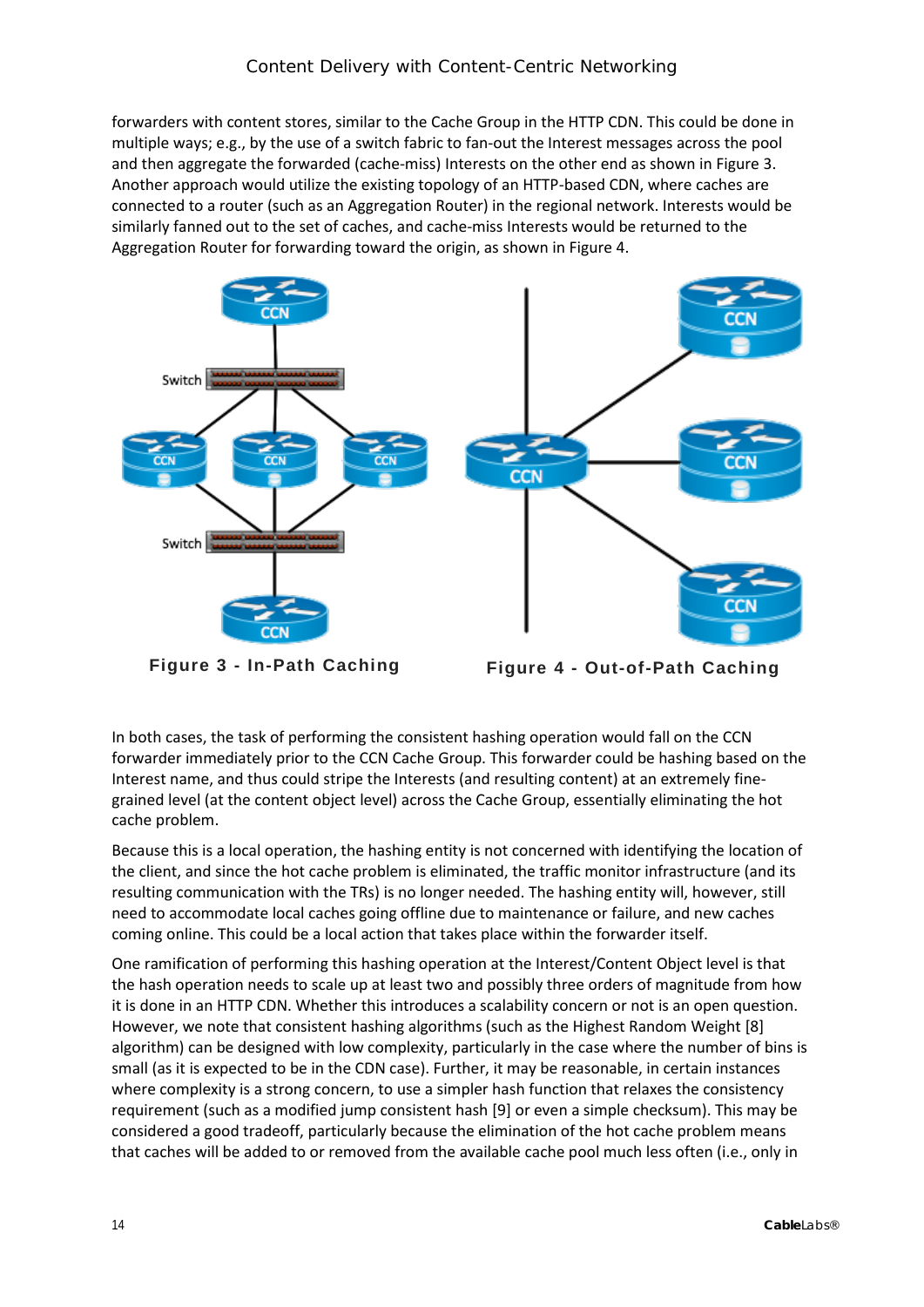forwarders with content stores, similar to the Cache Group in the HTTP CDN. This could be done in multiple ways; e.g., by the use of a switch fabric to fan-out the Interest messages across the pool and then aggregate the forwarded (cache-miss) Interests on the other end as shown in Figure 3. Another approach would utilize the existing topology of an HTTP-based CDN, where caches are connected to a router (such as an Aggregation Router) in the regional network. Interests would be similarly fanned out to the set of caches, and cache-miss Interests would be returned to the Aggregation Router for forwarding toward the origin, as shown in Figure 4.

**Figure 3 - In-Path Caching**

**Figure 4 - Out-of-Path Caching**

In both cases, the task of performing the consistent hashing operation would fall on the CCN forwarder immediately prior to the CCN Cache Group. This forwarder could be hashing based on the Interest name, and thus could stripe the Interests (and resulting content) at an extremely fine-grained level (at the content object level) across the Cache Group, essentially eliminating the hot cache problem.

Because this is a local operation, the hashing entity is not concerned with identifying the location of the client, and since the hot cache problem is eliminated, the traffic monitor infrastructure (and its resulting communication with the TRs) is no longer needed. The hashing entity will, however, still need to accommodate local caches going offline due to maintenance or failure, and new caches coming online. This could be a local action that takes place within the forwarder itself.

One ramification of performing this hashing operation at the Interest/Content Object level is that the hash operation needs to scale up at least two and possibly three orders of magnitude from how it is done in an HTTP CDN. Whether this introduces a scalability concern or not is an open question. However, we note that consistent hashing algorithms (such as the Highest Random Weight [8] algorithm) can be designed with low complexity, particularly in the case where the number of bins is small (as it is expected to be in the CDN case). Further, it may be reasonable, in certain instances where complexity is a strong concern, to use a simpler hash function that relaxes the consistency requirement (such as a modified jump consistent hash [9] or even a simple checksum). This may be considered a good tradeoff, particularly because the elimination of the hot cache problem means that caches will be added to or removed from the available cache pool much less often (i.e., only in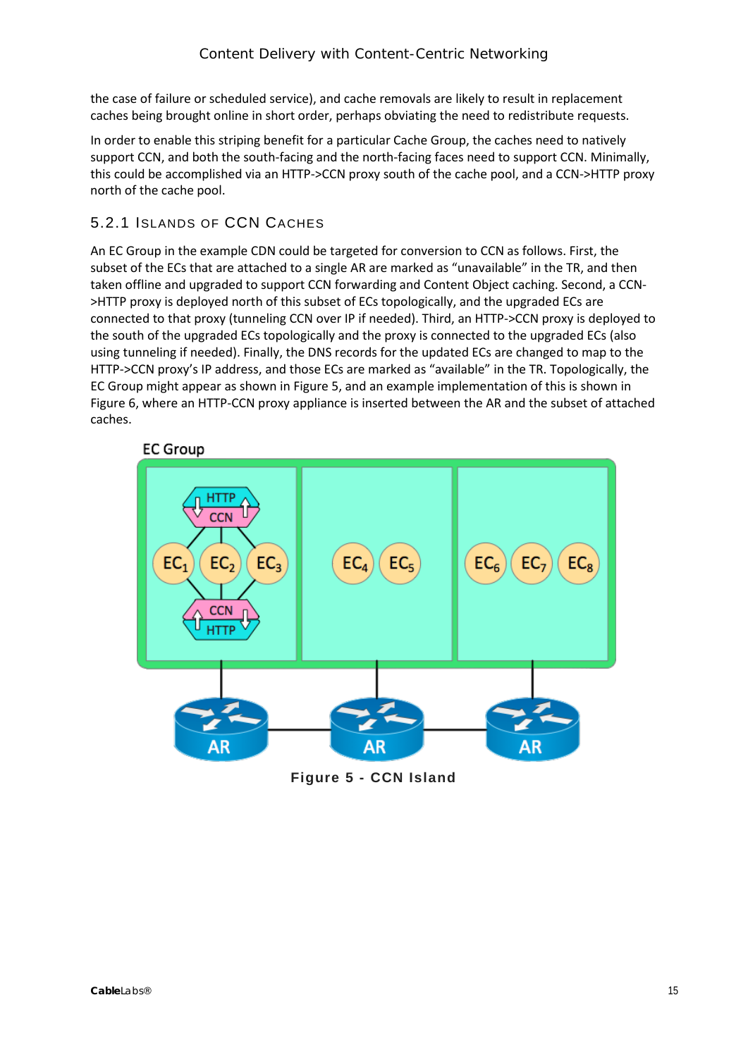the case of failure or scheduled service), and cache removals are likely to result in replacement caches being brought online in short order, perhaps obviating the need to redistribute requests.

In order to enable this striping benefit for a particular Cache Group, the caches need to natively support CCN, and both the south-facing and the north-facing faces need to support CCN. Minimally, this could be accomplished via an HTTP->CCN proxy south of the cache pool, and a CCN->HTTP proxy north of the cache pool.

### 5.2.1 Islands of CCN Caches

An EC Group in the example CDN could be targeted for conversion to CCN as follows. First, the subset of the ECs that are attached to a single AR are marked as “unavailable” in the TR, and then taken offline and upgraded to support CCN forwarding and Content Object caching. Second, a CCN->HTTP proxy is deployed north of this subset of ECs topologically, and the upgraded ECs are connected to that proxy (tunneling CCN over IP if needed). Third, an HTTP->CCN proxy is deployed to the south of the upgraded ECs topologically and the proxy is connected to the upgraded ECs (also using tunneling if needed). Finally, the DNS records for the updated ECs are changed to map to the HTTP->CCN proxy’s IP address, and those ECs are marked as “available” in the TR. Topologically, the EC Group might appear as shown in Figure 5, and an example implementation of this is shown in Figure 6, where an HTTP-CCN proxy appliance is inserted between the AR and the subset of attached caches.

**Figure 5 - CCN Island**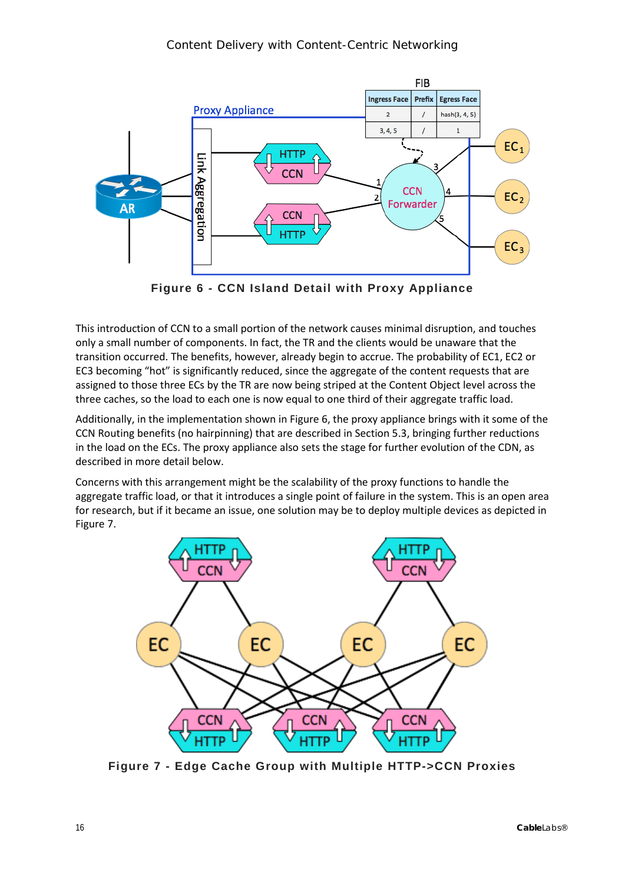Figure 6 - CCN Island Detail with Proxy Appliance

This introduction of CCN to a small portion of the network causes minimal disruption, and touches only a small number of components. In fact, the TR and the clients would be unaware that the transition occurred. The benefits, however, already begin to accrue. The probability of EC1, EC2 or EC3 becoming "hot" is significantly reduced, since the aggregate of the content requests that are assigned to those three ECs by the TR are now being striped at the Content Object level across the three caches, so the load to each one is now equal to one third of their aggregate traffic load.

Additionally, in the implementation shown in Figure 6, the proxy appliance brings with it some of the CCN Routing benefits (no hairpinning) that are described in Section 5.3, bringing further reductions in the load on the ECs. The proxy appliance also sets the stage for further evolution of the CDN, as described in more detail below.

Concerns with this arrangement might be the scalability of the proxy functions to handle the aggregate traffic load, or that it introduces a single point of failure in the system. This is an open area for research, but if it became an issue, one solution may be to deploy multiple devices as depicted in Figure 7.

Figure 7 - Edge Cache Group with Multiple HTTP->CCN Proxies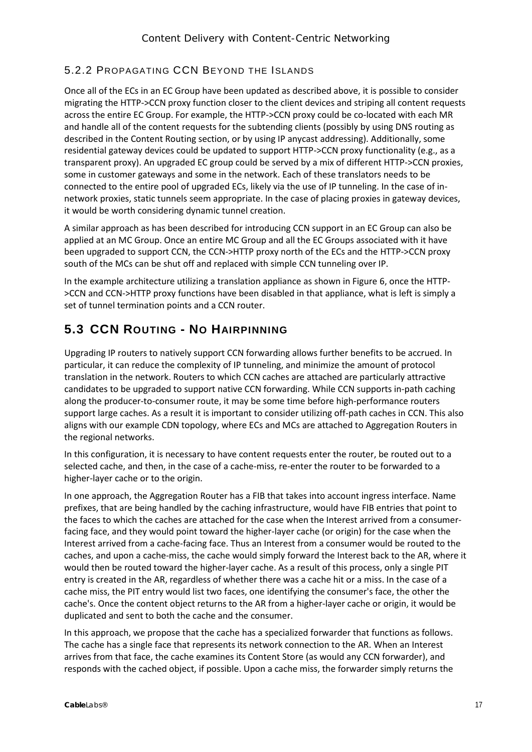### 5.2.2 Propagating CCN Beyond the Islands

Once all of the ECs in an EC Group have been updated as described above, it is possible to consider migrating the HTTP->CCN proxy function closer to the client devices and striping all content requests across the entire EC Group. For example, the HTTP->CCN proxy could be co-located with each MR and handle all of the content requests for the subtending clients (possibly by using DNS routing as described in the Content Routing section, or by using IP anycast addressing). Additionally, some residential gateway devices could be updated to support HTTP->CCN proxy functionality (e.g., as a transparent proxy). An upgraded EC group could be served by a mix of different HTTP->CCN proxies, some in customer gateways and some in the network. Each of these translators needs to be connected to the entire pool of upgraded ECs, likely via the use of IP tunneling. In the case of in-network proxies, static tunnels seem appropriate. In the case of placing proxies in gateway devices, it would be worth considering dynamic tunnel creation.

A similar approach as has been described for introducing CCN support in an EC Group can also be applied at an MC Group. Once an entire MC Group and all the EC Groups associated with it have been upgraded to support CCN, the CCN->HTTP proxy north of the ECs and the HTTP->CCN proxy south of the MCs can be shut off and replaced with simple CCN tunneling over IP.

In the example architecture utilizing a translation appliance as shown in Figure 6, once the HTTP->CCN and CCN->HTTP proxy functions have been disabled in that appliance, what is left is simply a set of tunnel termination points and a CCN router.

## 5.3 CCN Routing - No Hairpinning

Upgrading IP routers to natively support CCN forwarding allows further benefits to be accrued. In particular, it can reduce the complexity of IP tunneling, and minimize the amount of protocol translation in the network. Routers to which CCN caches are attached are particularly attractive candidates to be upgraded to support native CCN forwarding. While CCN supports in-path caching along the producer-to-consumer route, it may be some time before high-performance routers support large caches. As a result it is important to consider utilizing off-path caches in CCN. This also aligns with our example CDN topology, where ECs and MCs are attached to Aggregation Routers in the regional networks.

In this configuration, it is necessary to have content requests enter the router, be routed out to a selected cache, and then, in the case of a cache-miss, re-enter the router to be forwarded to a higher-layer cache or to the origin.

In one approach, the Aggregation Router has a FIB that takes into account ingress interface. Name prefixes, that are being handled by the caching infrastructure, would have FIB entries that point to the faces to which the caches are attached for the case when the Interest arrived from a consumer-facing face, and they would point toward the higher-layer cache (or origin) for the case when the Interest arrived from a cache-facing face. Thus an Interest from a consumer would be routed to the caches, and upon a cache-miss, the cache would simply forward the Interest back to the AR, where it would then be routed toward the higher-layer cache. As a result of this process, only a single PIT entry is created in the AR, regardless of whether there was a cache hit or a miss. In the case of a cache miss, the PIT entry would list two faces, one identifying the consumer's face, the other the cache's. Once the content object returns to the AR from a higher-layer cache or origin, it would be duplicated and sent to both the cache and the consumer.

In this approach, we propose that the cache has a specialized forwarder that functions as follows. The cache has a single face that represents its network connection to the AR. When an Interest arrives from that face, the cache examines its Content Store (as would any CCN forwarder), and responds with the cached object, if possible. Upon a cache miss, the forwarder simply returns the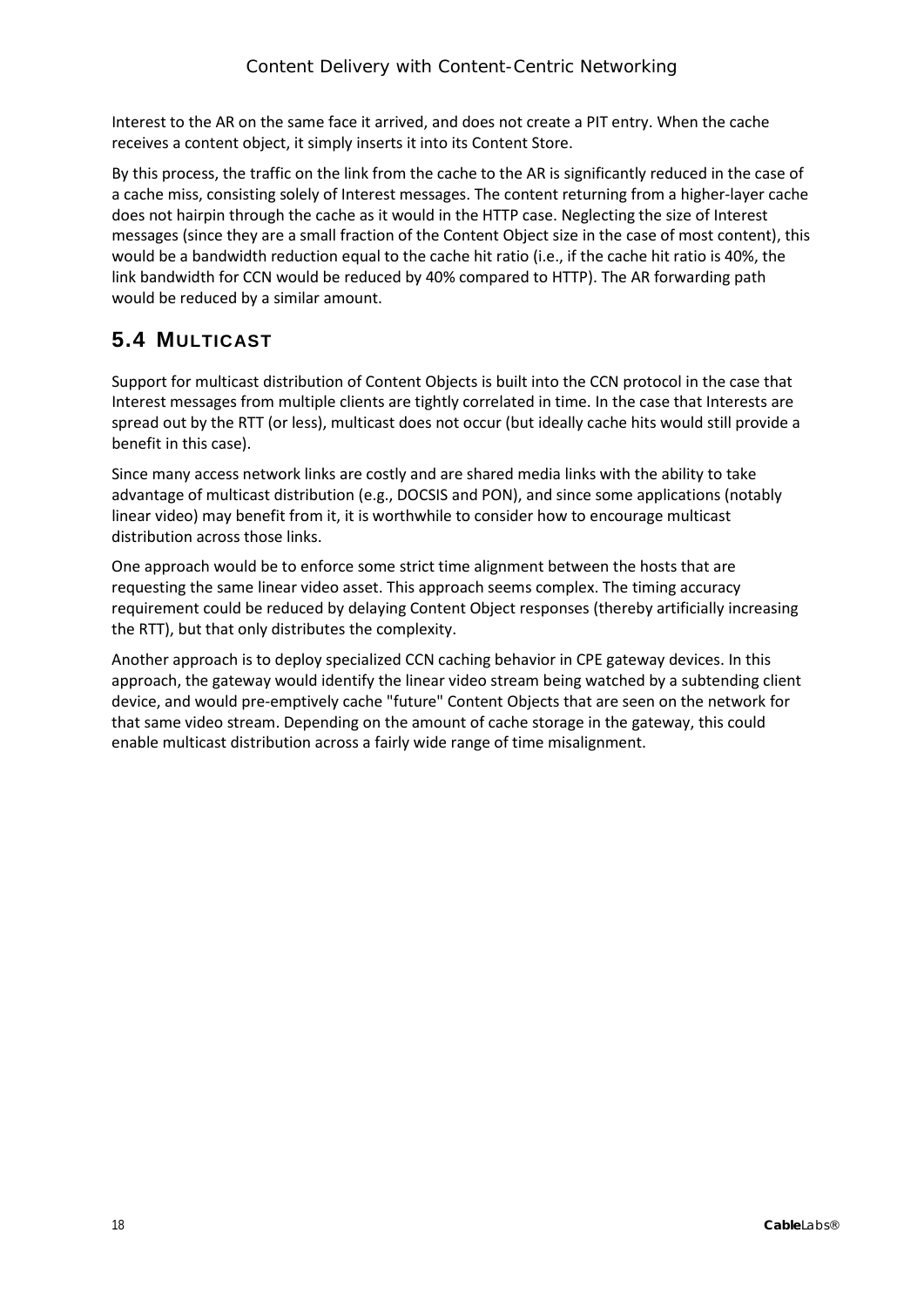Interest to the AR on the same face it arrived, and does not create a PIT entry. When the cache receives a content object, it simply inserts it into its Content Store.

By this process, the traffic on the link from the cache to the AR is significantly reduced in the case of a cache miss, consisting solely of Interest messages. The content returning from a higher-layer cache does not hairpin through the cache as it would in the HTTP case. Neglecting the size of Interest messages (since they are a small fraction of the Content Object size in the case of most content), this would be a bandwidth reduction equal to the cache hit ratio (i.e., if the cache hit ratio is 40%, the link bandwidth for CCN would be reduced by 40% compared to HTTP). The AR forwarding path would be reduced by a similar amount.

## 5.4 MULTICAST

Support for multicast distribution of Content Objects is built into the CCN protocol in the case that Interest messages from multiple clients are tightly correlated in time. In the case that Interests are spread out by the RTT (or less), multicast does not occur (but ideally cache hits would still provide a benefit in this case).

Since many access network links are costly and are shared media links with the ability to take advantage of multicast distribution (e.g., DOCSIS and PON), and since some applications (notably linear video) may benefit from it, it is worthwhile to consider how to encourage multicast distribution across those links.

One approach would be to enforce some strict time alignment between the hosts that are requesting the same linear video asset. This approach seems complex. The timing accuracy requirement could be reduced by delaying Content Object responses (thereby artificially increasing the RTT), but that only distributes the complexity.

Another approach is to deploy specialized CCN caching behavior in CPE gateway devices. In this approach, the gateway would identify the linear video stream being watched by a subtending client device, and would pre-emptively cache "future" Content Objects that are seen on the network for that same video stream. Depending on the amount of cache storage in the gateway, this could enable multicast distribution across a fairly wide range of time misalignment.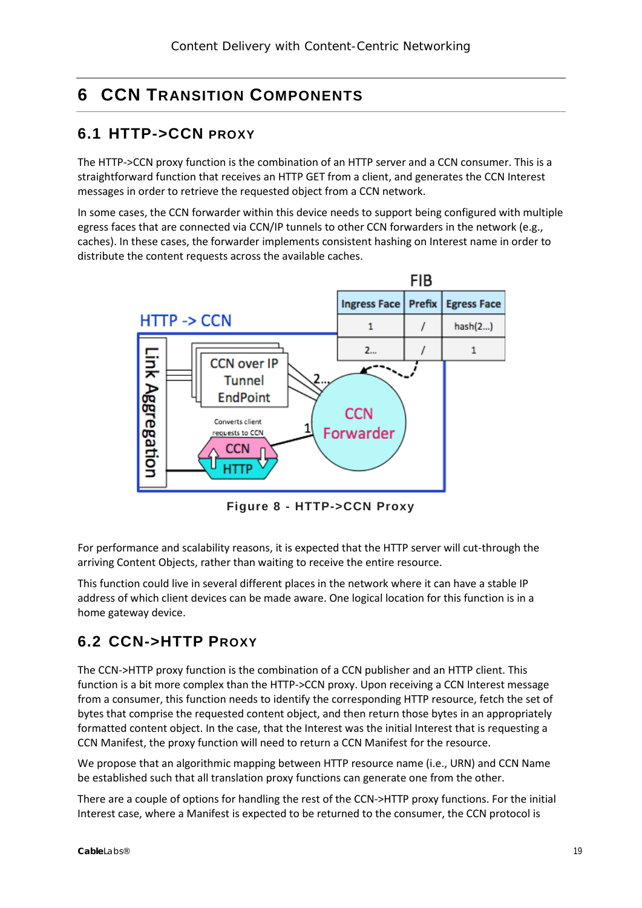# 6 CCN Transition Components

## 6.1 HTTP->CCN proxy

The HTTP->CCN proxy function is the combination of an HTTP server and a CCN consumer. This is a straightforward function that receives an HTTP GET from a client, and generates the CCN Interest messages in order to retrieve the requested object from a CCN network.

In some cases, the CCN forwarder within this device needs to support being configured with multiple egress faces that are connected via CCN/IP tunnels to other CCN forwarders in the network (e.g., caches). In these cases, the forwarder implements consistent hashing on Interest name in order to distribute the content requests across the available caches.

FIB

| Ingress Face | Prefix | Egress Face |
|---|---|---|
| 1 | / | hash(2...) |
| 2... | / | 1 |

**Figure 8 - HTTP->CCN Proxy**

For performance and scalability reasons, it is expected that the HTTP server will cut-through the arriving Content Objects, rather than waiting to receive the entire resource.

This function could live in several different places in the network where it can have a stable IP address of which client devices can be made aware. One logical location for this function is in a home gateway device.

## 6.2 CCN->HTTP Proxy

The CCN->HTTP proxy function is the combination of a CCN publisher and an HTTP client. This function is a bit more complex than the HTTP->CCN proxy. Upon receiving a CCN Interest message from a consumer, this function needs to identify the corresponding HTTP resource, fetch the set of bytes that comprise the requested content object, and then return those bytes in an appropriately formatted content object. In the case, that the Interest was the initial Interest that is requesting a CCN Manifest, the proxy function will need to return a CCN Manifest for the resource.

We propose that an algorithmic mapping between HTTP resource name (i.e., URN) and CCN Name be established such that all translation proxy functions can generate one from the other.

There are a couple of options for handling the rest of the CCN->HTTP proxy functions. For the initial Interest case, where a Manifest is expected to be returned to the consumer, the CCN protocol is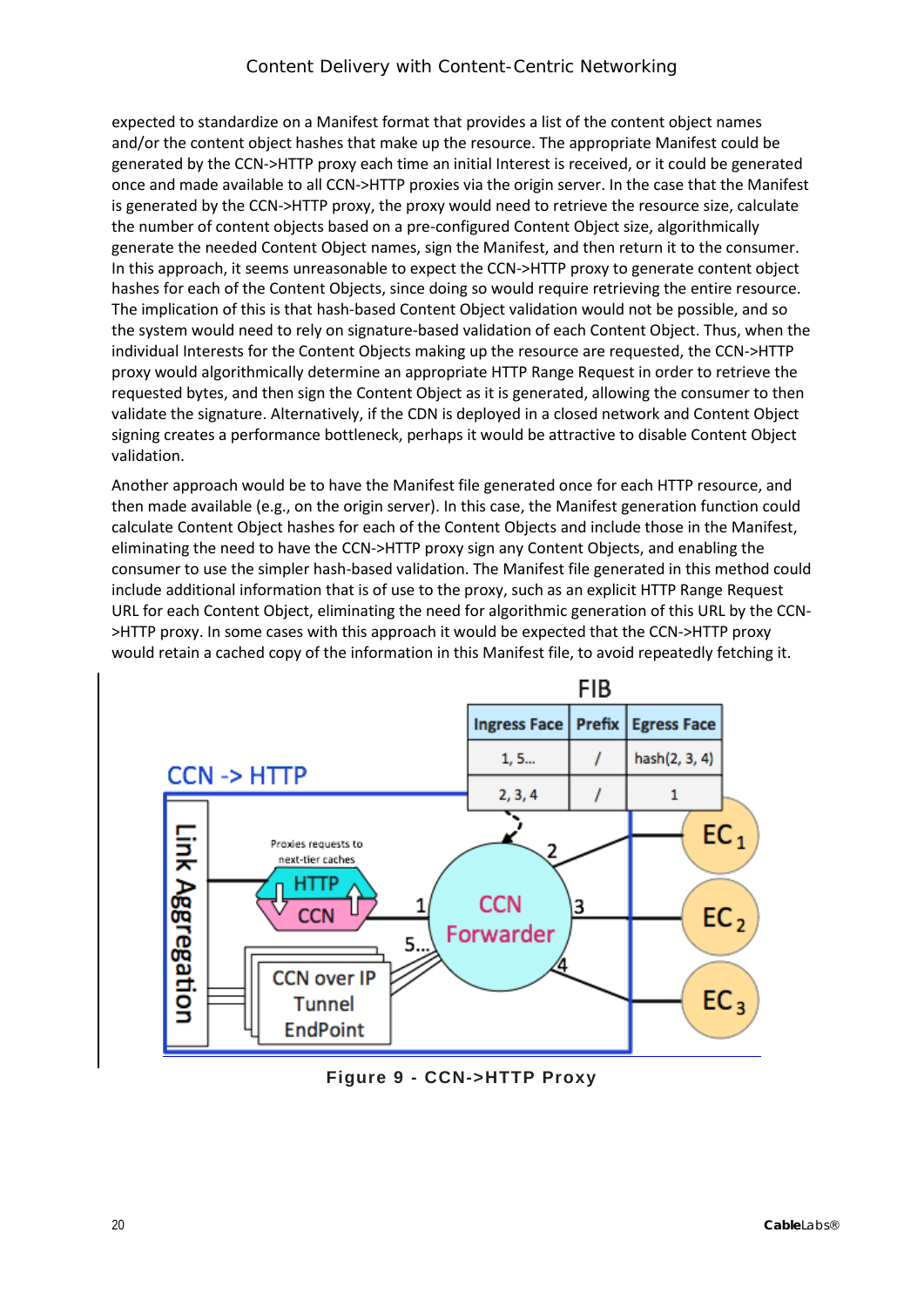expected to standardize on a Manifest format that provides a list of the content object names and/or the content object hashes that make up the resource. The appropriate Manifest could be generated by the CCN->HTTP proxy each time an initial Interest is received, or it could be generated once and made available to all CCN->HTTP proxies via the origin server. In the case that the Manifest is generated by the CCN->HTTP proxy, the proxy would need to retrieve the resource size, calculate the number of content objects based on a pre-configured Content Object size, algorithmically generate the needed Content Object names, sign the Manifest, and then return it to the consumer. In this approach, it seems unreasonable to expect the CCN->HTTP proxy to generate content object hashes for each of the Content Objects, since doing so would require retrieving the entire resource. The implication of this is that hash-based Content Object validation would not be possible, and so the system would need to rely on signature-based validation of each Content Object. Thus, when the individual Interests for the Content Objects making up the resource are requested, the CCN->HTTP proxy would algorithmically determine an appropriate HTTP Range Request in order to retrieve the requested bytes, and then sign the Content Object as it is generated, allowing the consumer to then validate the signature. Alternatively, if the CDN is deployed in a closed network and Content Object signing creates a performance bottleneck, perhaps it would be attractive to disable Content Object validation.

Another approach would be to have the Manifest file generated once for each HTTP resource, and then made available (e.g., on the origin server). In this case, the Manifest generation function could calculate Content Object hashes for each of the Content Objects and include those in the Manifest, eliminating the need to have the CCN->HTTP proxy sign any Content Objects, and enabling the consumer to use the simpler hash-based validation. The Manifest file generated in this method could include additional information that is of use to the proxy, such as an explicit HTTP Range Request URL for each Content Object, eliminating the need for algorithmic generation of this URL by the CCN->HTTP proxy. In some cases with this approach it would be expected that the CCN->HTTP proxy would retain a cached copy of the information in this Manifest file, to avoid repeatedly fetching it.

FIB

| Ingress Face | Prefix | Egress Face |
|---|---|---|
| 1, 5... | / | hash(2, 3, 4) |
| 2, 3, 4 | / | 1 |

**Figure 9 - CCN->HTTP Proxy**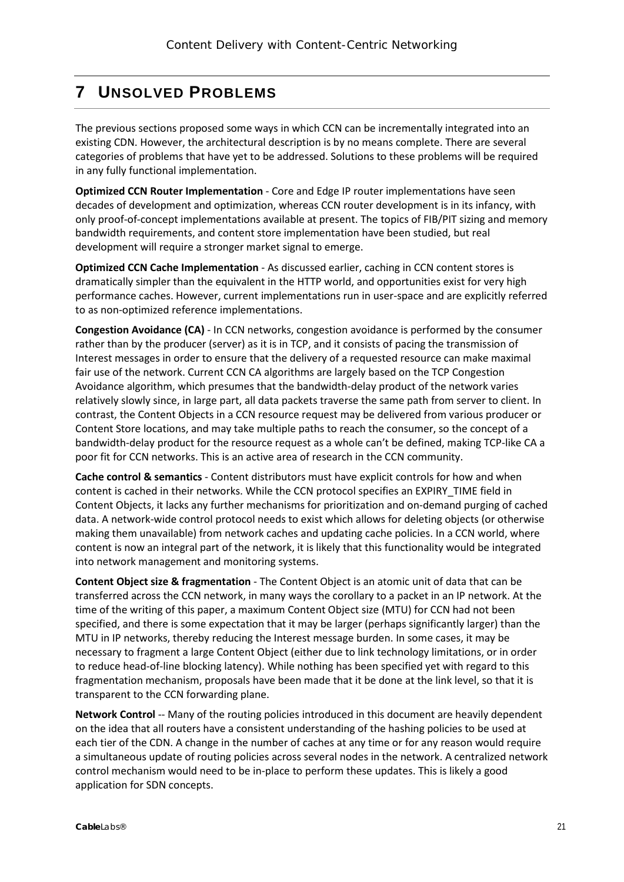# 7 UNSOLVED PROBLEMS

The previous sections proposed some ways in which CCN can be incrementally integrated into an existing CDN. However, the architectural description is by no means complete. There are several categories of problems that have yet to be addressed. Solutions to these problems will be required in any fully functional implementation.

**Optimized CCN Router Implementation** - Core and Edge IP router implementations have seen decades of development and optimization, whereas CCN router development is in its infancy, with only proof-of-concept implementations available at present. The topics of FIB/PIT sizing and memory bandwidth requirements, and content store implementation have been studied, but real development will require a stronger market signal to emerge.

**Optimized CCN Cache Implementation** - As discussed earlier, caching in CCN content stores is dramatically simpler than the equivalent in the HTTP world, and opportunities exist for very high performance caches. However, current implementations run in user-space and are explicitly referred to as non-optimized reference implementations.

**Congestion Avoidance (CA)** - In CCN networks, congestion avoidance is performed by the consumer rather than by the producer (server) as it is in TCP, and it consists of pacing the transmission of Interest messages in order to ensure that the delivery of a requested resource can make maximal fair use of the network. Current CCN CA algorithms are largely based on the TCP Congestion Avoidance algorithm, which presumes that the bandwidth-delay product of the network varies relatively slowly since, in large part, all data packets traverse the same path from server to client. In contrast, the Content Objects in a CCN resource request may be delivered from various producer or Content Store locations, and may take multiple paths to reach the consumer, so the concept of a bandwidth-delay product for the resource request as a whole can't be defined, making TCP-like CA a poor fit for CCN networks. This is an active area of research in the CCN community.

**Cache control & semantics** - Content distributors must have explicit controls for how and when content is cached in their networks. While the CCN protocol specifies an EXPIRY_TIME field in Content Objects, it lacks any further mechanisms for prioritization and on-demand purging of cached data. A network-wide control protocol needs to exist which allows for deleting objects (or otherwise making them unavailable) from network caches and updating cache policies. In a CCN world, where content is now an integral part of the network, it is likely that this functionality would be integrated into network management and monitoring systems.

**Content Object size & fragmentation** - The Content Object is an atomic unit of data that can be transferred across the CCN network, in many ways the corollary to a packet in an IP network. At the time of the writing of this paper, a maximum Content Object size (MTU) for CCN had not been specified, and there is some expectation that it may be larger (perhaps significantly larger) than the MTU in IP networks, thereby reducing the Interest message burden. In some cases, it may be necessary to fragment a large Content Object (either due to link technology limitations, or in order to reduce head-of-line blocking latency). While nothing has been specified yet with regard to this fragmentation mechanism, proposals have been made that it be done at the link level, so that it is transparent to the CCN forwarding plane.

**Network Control** -- Many of the routing policies introduced in this document are heavily dependent on the idea that all routers have a consistent understanding of the hashing policies to be used at each tier of the CDN. A change in the number of caches at any time or for any reason would require a simultaneous update of routing policies across several nodes in the network. A centralized network control mechanism would need to be in-place to perform these updates. This is likely a good application for SDN concepts.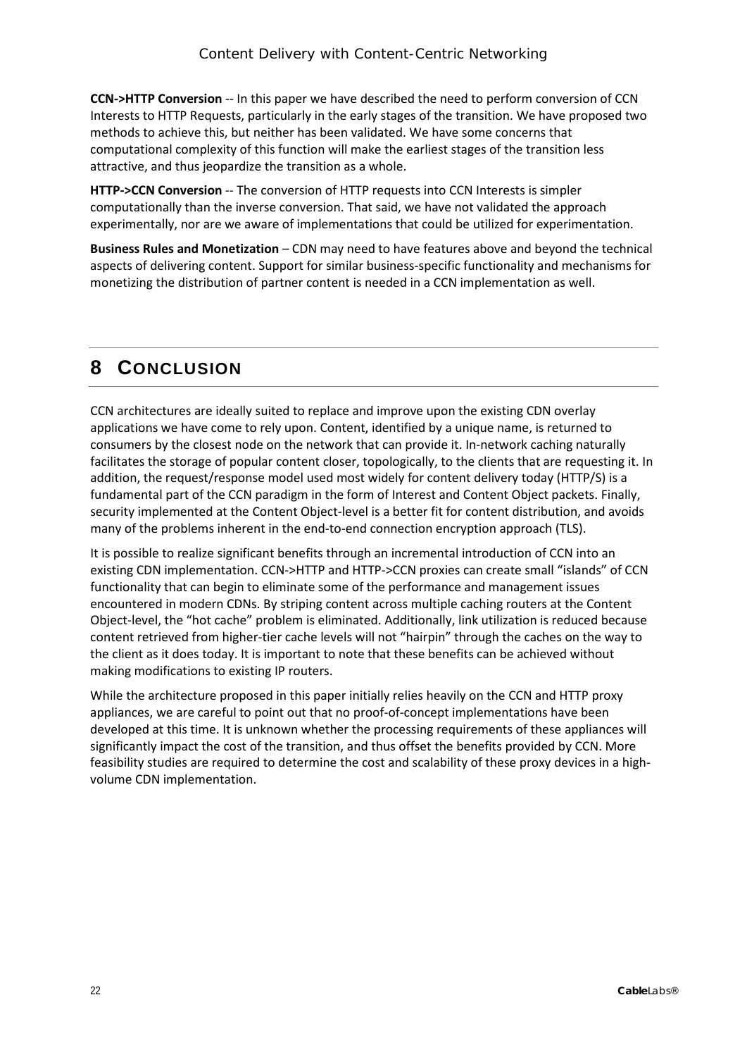**CCN->HTTP Conversion** -- In this paper we have described the need to perform conversion of CCN Interests to HTTP Requests, particularly in the early stages of the transition. We have proposed two methods to achieve this, but neither has been validated. We have some concerns that computational complexity of this function will make the earliest stages of the transition less attractive, and thus jeopardize the transition as a whole.

**HTTP->CCN Conversion** -- The conversion of HTTP requests into CCN Interests is simpler computationally than the inverse conversion. That said, we have not validated the approach experimentally, nor are we aware of implementations that could be utilized for experimentation.

**Business Rules and Monetization** – CDN may need to have features above and beyond the technical aspects of delivering content. Support for similar business-specific functionality and mechanisms for monetizing the distribution of partner content is needed in a CCN implementation as well.

# 8 CONCLUSION

CCN architectures are ideally suited to replace and improve upon the existing CDN overlay applications we have come to rely upon. Content, identified by a unique name, is returned to consumers by the closest node on the network that can provide it. In-network caching naturally facilitates the storage of popular content closer, topologically, to the clients that are requesting it. In addition, the request/response model used most widely for content delivery today (HTTP/S) is a fundamental part of the CCN paradigm in the form of Interest and Content Object packets. Finally, security implemented at the Content Object-level is a better fit for content distribution, and avoids many of the problems inherent in the end-to-end connection encryption approach (TLS).

It is possible to realize significant benefits through an incremental introduction of CCN into an existing CDN implementation. CCN->HTTP and HTTP->CCN proxies can create small "islands" of CCN functionality that can begin to eliminate some of the performance and management issues encountered in modern CDNs. By striping content across multiple caching routers at the Content Object-level, the "hot cache" problem is eliminated. Additionally, link utilization is reduced because content retrieved from higher-tier cache levels will not "hairpin" through the caches on the way to the client as it does today. It is important to note that these benefits can be achieved without making modifications to existing IP routers.

While the architecture proposed in this paper initially relies heavily on the CCN and HTTP proxy appliances, we are careful to point out that no proof-of-concept implementations have been developed at this time. It is unknown whether the processing requirements of these appliances will significantly impact the cost of the transition, and thus offset the benefits provided by CCN. More feasibility studies are required to determine the cost and scalability of these proxy devices in a high-volume CDN implementation.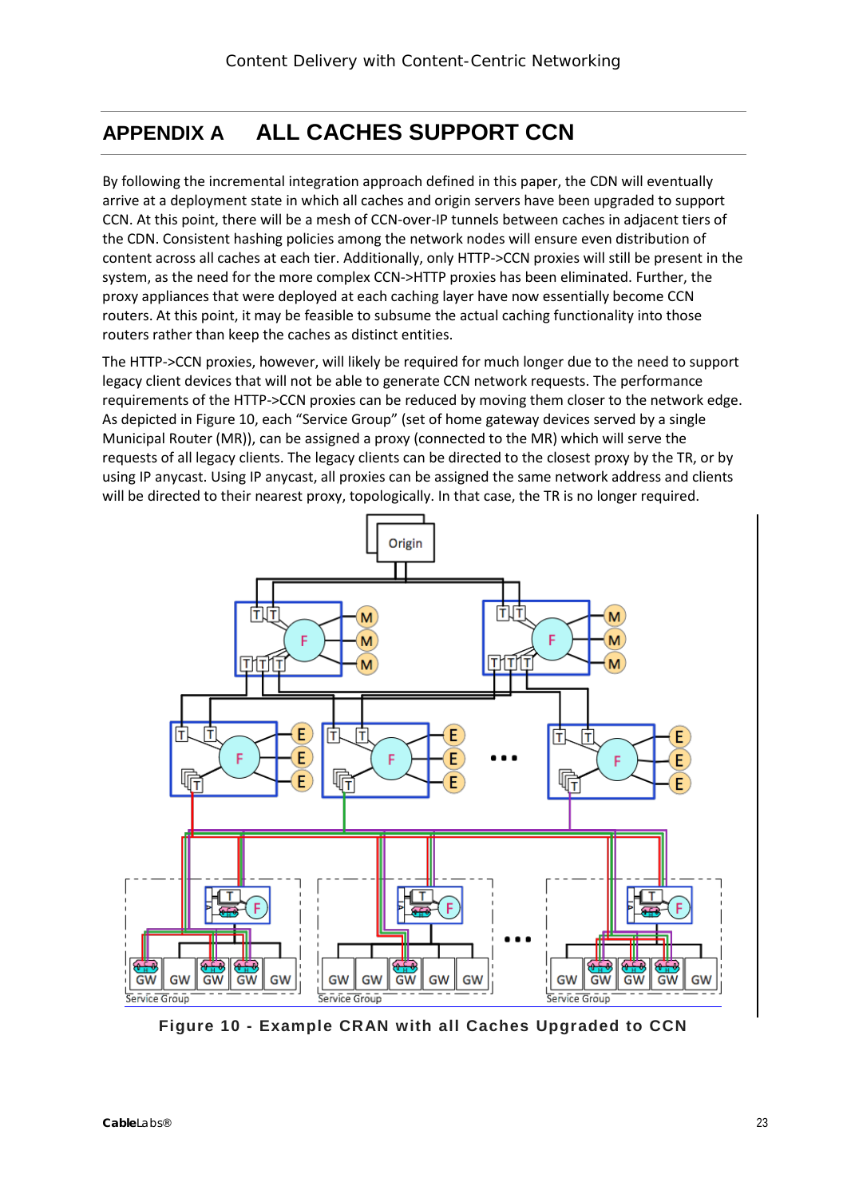# APPENDIX A ALL CACHES SUPPORT CCN

By following the incremental integration approach defined in this paper, the CDN will eventually arrive at a deployment state in which all caches and origin servers have been upgraded to support CCN. At this point, there will be a mesh of CCN-over-IP tunnels between caches in adjacent tiers of the CDN. Consistent hashing policies among the network nodes will ensure even distribution of content across all caches at each tier. Additionally, only HTTP->CCN proxies will still be present in the system, as the need for the more complex CCN->HTTP proxies has been eliminated. Further, the proxy appliances that were deployed at each caching layer have now essentially become CCN routers. At this point, it may be feasible to subsume the actual caching functionality into those routers rather than keep the caches as distinct entities.

The HTTP->CCN proxies, however, will likely be required for much longer due to the need to support legacy client devices that will not be able to generate CCN network requests. The performance requirements of the HTTP->CCN proxies can be reduced by moving them closer to the network edge. As depicted in Figure 10, each "Service Group" (set of home gateway devices served by a single Municipal Router (MR)), can be assigned a proxy (connected to the MR) which will serve the requests of all legacy clients. The legacy clients can be directed to the closest proxy by the TR, or by using IP anycast. Using IP anycast, all proxies can be assigned the same network address and clients will be directed to their nearest proxy, topologically. In that case, the TR is no longer required.

**Figure 10 - Example CRAN with all Caches Upgraded to CCN**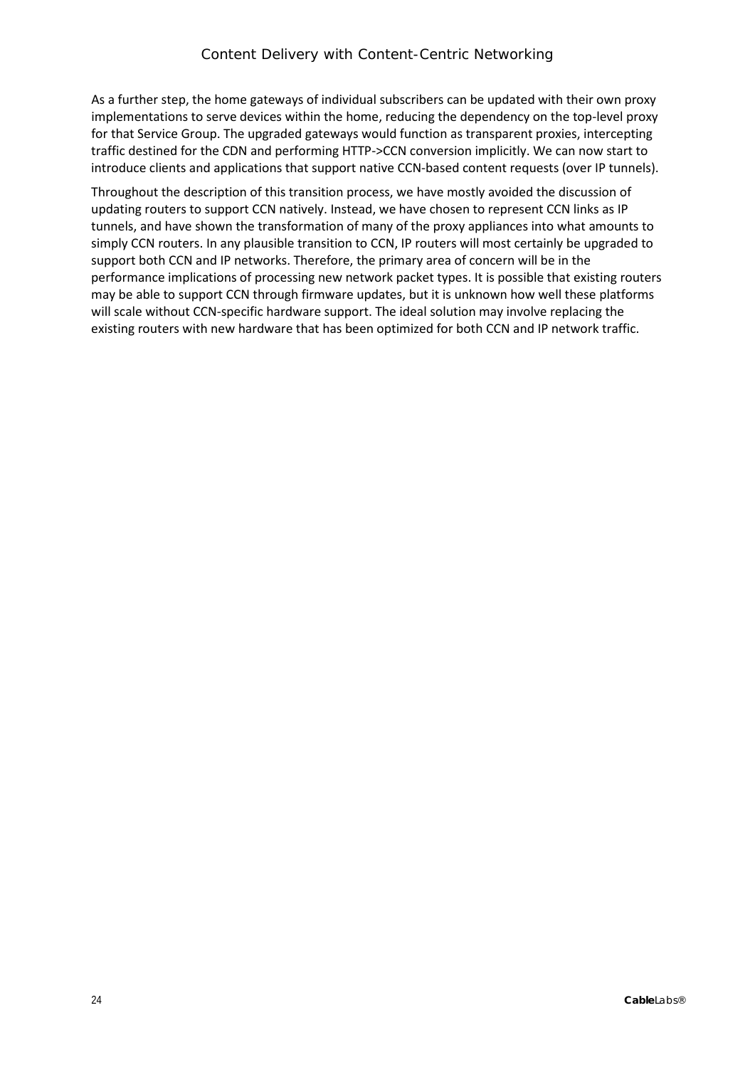As a further step, the home gateways of individual subscribers can be updated with their own proxy implementations to serve devices within the home, reducing the dependency on the top-level proxy for that Service Group. The upgraded gateways would function as transparent proxies, intercepting traffic destined for the CDN and performing HTTP->CCN conversion implicitly. We can now start to introduce clients and applications that support native CCN-based content requests (over IP tunnels).

Throughout the description of this transition process, we have mostly avoided the discussion of updating routers to support CCN natively. Instead, we have chosen to represent CCN links as IP tunnels, and have shown the transformation of many of the proxy appliances into what amounts to simply CCN routers. In any plausible transition to CCN, IP routers will most certainly be upgraded to support both CCN and IP networks. Therefore, the primary area of concern will be in the performance implications of processing new network packet types. It is possible that existing routers may be able to support CCN through firmware updates, but it is unknown how well these platforms will scale without CCN-specific hardware support. The ideal solution may involve replacing the existing routers with new hardware that has been optimized for both CCN and IP network traffic.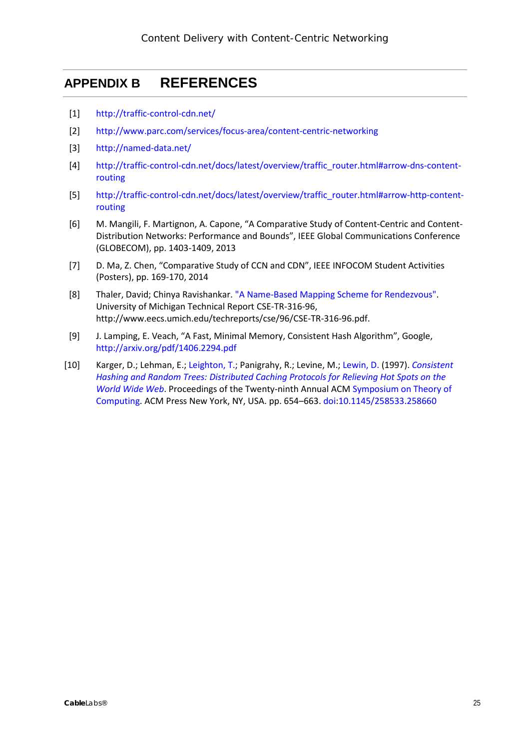# APPENDIX B REFERENCES

[1] http://traffic-control-cdn.net/

[2] http://www.parc.com/services/focus-area/content-centric-networking

[3] http://named-data.net/

[4] http://traffic-control-cdn.net/docs/latest/overview/traffic_router.html#arrow-dns-content-routing

[5] http://traffic-control-cdn.net/docs/latest/overview/traffic_router.html#arrow-http-content-routing

[6] M. Mangili, F. Martignon, A. Capone, "A Comparative Study of Content-Centric and Content-Distribution Networks: Performance and Bounds", IEEE Global Communications Conference (GLOBECOM), pp. 1403-1409, 2013

[7] D. Ma, Z. Chen, "Comparative Study of CCN and CDN", IEEE INFOCOM Student Activities (Posters), pp. 169-170, 2014

[8] Thaler, David; Chinya Ravishankar. "A Name-Based Mapping Scheme for Rendezvous". University of Michigan Technical Report CSE-TR-316-96, http://www.eecs.umich.edu/techreports/cse/96/CSE-TR-316-96.pdf.

[9] J. Lamping, E. Veach, "A Fast, Minimal Memory, Consistent Hash Algorithm", Google, http://arxiv.org/pdf/1406.2294.pdf

[10] Karger, D.; Lehman, E.; Leighton, T.; Panigrahy, R.; Levine, M.; Lewin, D. (1997). *Consistent Hashing and Random Trees: Distributed Caching Protocols for Relieving Hot Spots on the World Wide Web*. Proceedings of the Twenty-ninth Annual ACM Symposium on Theory of Computing. ACM Press New York, NY, USA. pp. 654–663. doi:10.1145/258533.258660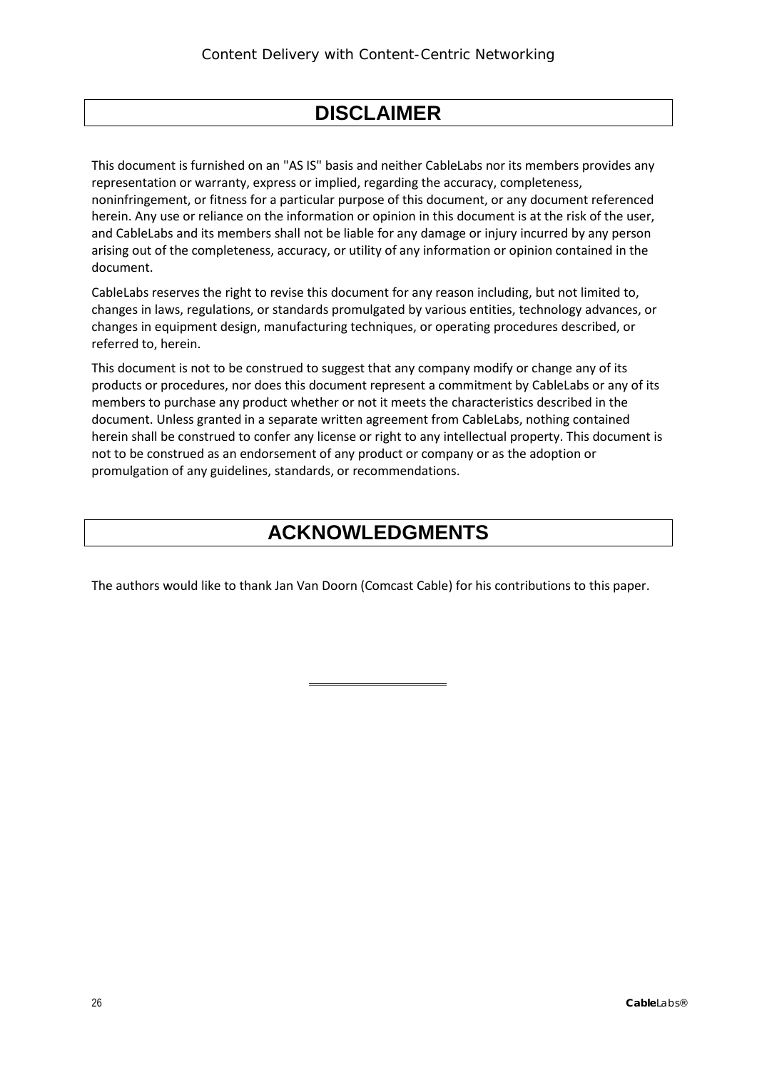# DISCLAIMER

This document is furnished on an "AS IS" basis and neither CableLabs nor its members provides any representation or warranty, express or implied, regarding the accuracy, completeness, noninfringement, or fitness for a particular purpose of this document, or any document referenced herein. Any use or reliance on the information or opinion in this document is at the risk of the user, and CableLabs and its members shall not be liable for any damage or injury incurred by any person arising out of the completeness, accuracy, or utility of any information or opinion contained in the document.

CableLabs reserves the right to revise this document for any reason including, but not limited to, changes in laws, regulations, or standards promulgated by various entities, technology advances, or changes in equipment design, manufacturing techniques, or operating procedures described, or referred to, herein.

This document is not to be construed to suggest that any company modify or change any of its products or procedures, nor does this document represent a commitment by CableLabs or any of its members to purchase any product whether or not it meets the characteristics described in the document. Unless granted in a separate written agreement from CableLabs, nothing contained herein shall be construed to confer any license or right to any intellectual property. This document is not to be construed as an endorsement of any product or company or as the adoption or promulgation of any guidelines, standards, or recommendations.

# ACKNOWLEDGMENTS

The authors would like to thank Jan Van Doorn (Comcast Cable) for his contributions to this paper.